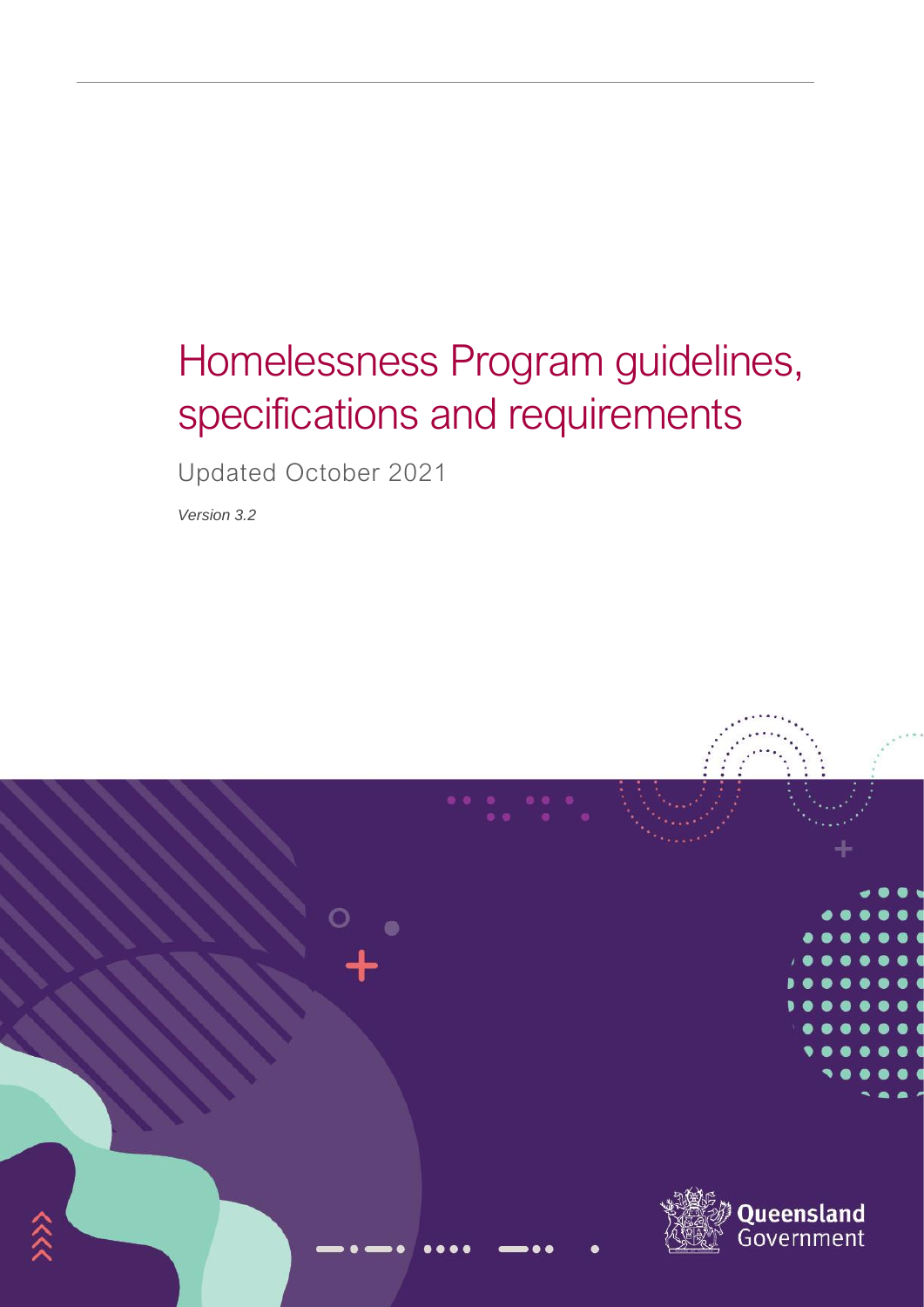# Homelessness Program guidelines, specifications and requirements

Updated October 2021

*Version 3.2*

Queensland Government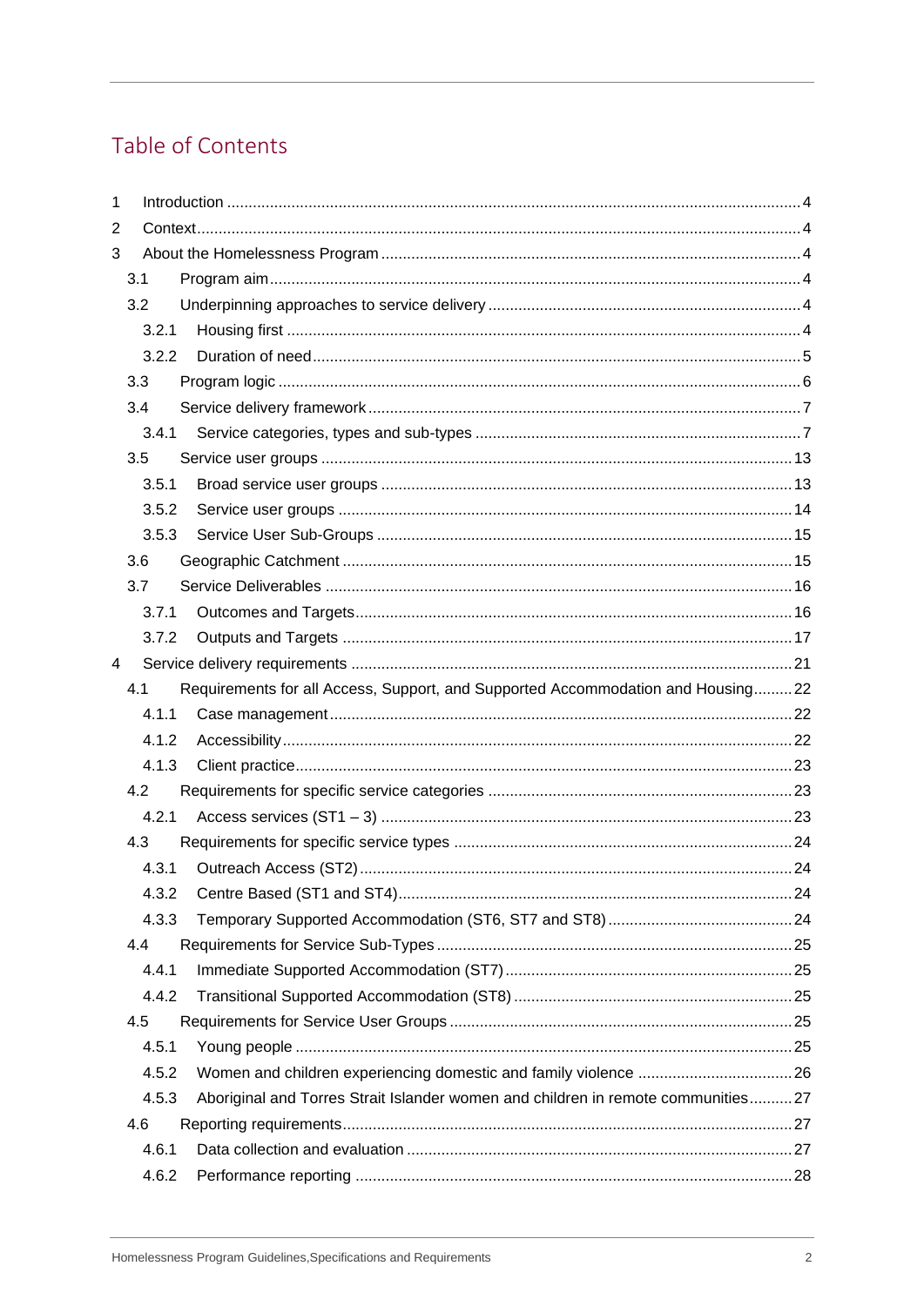# Table of Contents

1 Introduction ..... 4

2 Context ..... 4

3 About the Homelessness Program ..... 4

- 3.1 Program aim ..... 4
- 3.2 Underpinning approaches to service delivery ..... 4
  - 3.2.1 Housing first ..... 4
  - 3.2.2 Duration of need ..... 5
- 3.3 Program logic ..... 6
- 3.4 Service delivery framework ..... 7
  - 3.4.1 Service categories, types and sub-types ..... 7
- 3.5 Service user groups ..... 13
  - 3.5.1 Broad service user groups ..... 13
  - 3.5.2 Service user groups ..... 14
  - 3.5.3 Service User Sub-Groups ..... 15
- 3.6 Geographic Catchment ..... 15
- 3.7 Service Deliverables ..... 16
  - 3.7.1 Outcomes and Targets ..... 16
  - 3.7.2 Outputs and Targets ..... 17

4 Service delivery requirements ..... 21

- 4.1 Requirements for all Access, Support, and Supported Accommodation and Housing ..... 22
  - 4.1.1 Case management ..... 22
  - 4.1.2 Accessibility ..... 22
  - 4.1.3 Client practice ..... 23
- 4.2 Requirements for specific service categories ..... 23
  - 4.2.1 Access services (ST1 – 3) ..... 23
- 4.3 Requirements for specific service types ..... 24
  - 4.3.1 Outreach Access (ST2) ..... 24
  - 4.3.2 Centre Based (ST1 and ST4) ..... 24
  - 4.3.3 Temporary Supported Accommodation (ST6, ST7 and ST8) ..... 24
- 4.4 Requirements for Service Sub-Types ..... 25
  - 4.4.1 Immediate Supported Accommodation (ST7) ..... 25
  - 4.4.2 Transitional Supported Accommodation (ST8) ..... 25
- 4.5 Requirements for Service User Groups ..... 25
  - 4.5.1 Young people ..... 25
  - 4.5.2 Women and children experiencing domestic and family violence ..... 26
  - 4.5.3 Aboriginal and Torres Strait Islander women and children in remote communities ..... 27
- 4.6 Reporting requirements ..... 27
  - 4.6.1 Data collection and evaluation ..... 27
  - 4.6.2 Performance reporting ..... 28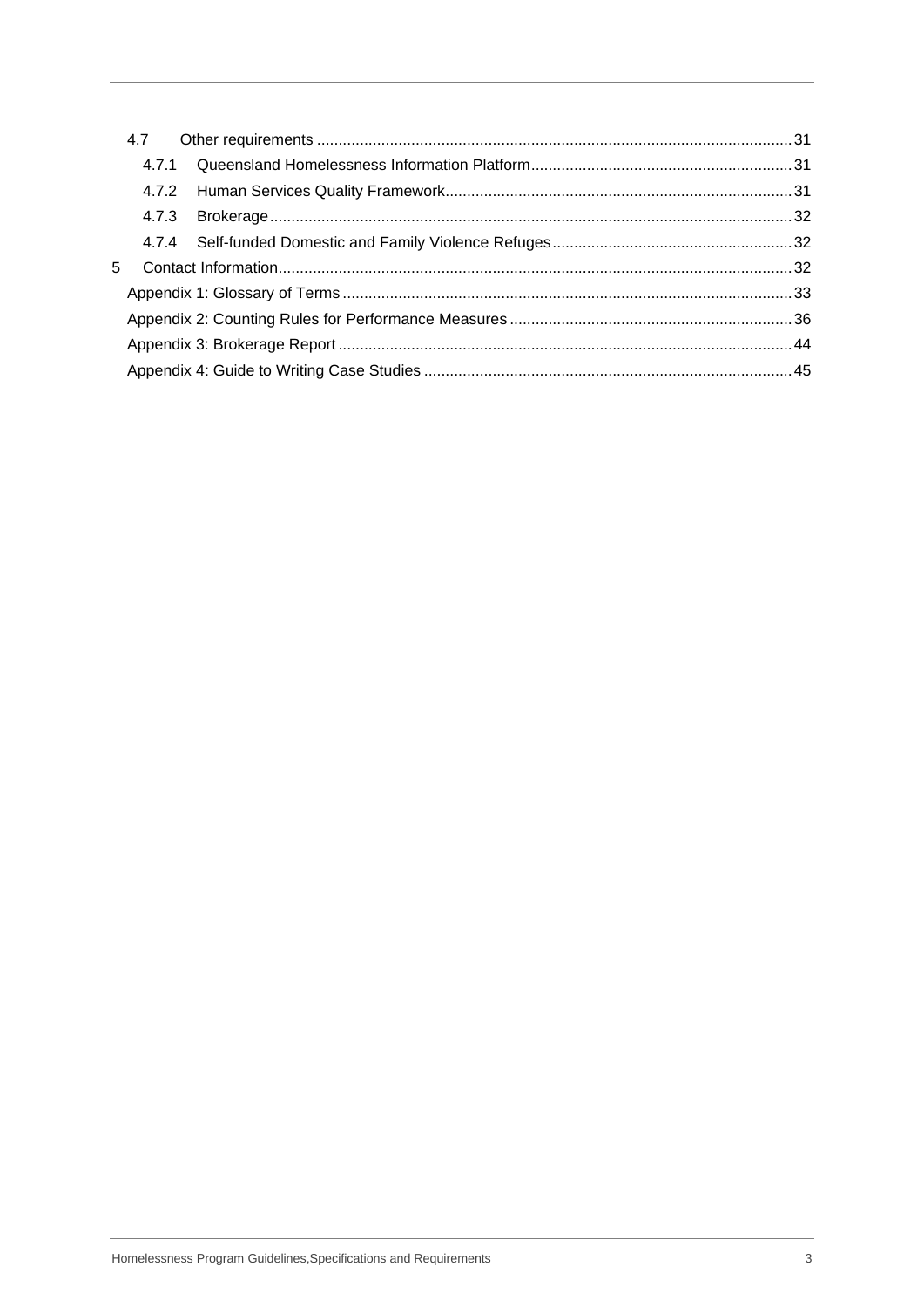- 4.7 Other requirements ... 31
  - 4.7.1 Queensland Homelessness Information Platform ... 31
  - 4.7.2 Human Services Quality Framework ... 31
  - 4.7.3 Brokerage ... 32
  - 4.7.4 Self-funded Domestic and Family Violence Refuges ... 32
- 5 Contact Information ... 32
- Appendix 1: Glossary of Terms ... 33
- Appendix 2: Counting Rules for Performance Measures ... 36
- Appendix 3: Brokerage Report ... 44
- Appendix 4: Guide to Writing Case Studies ... 45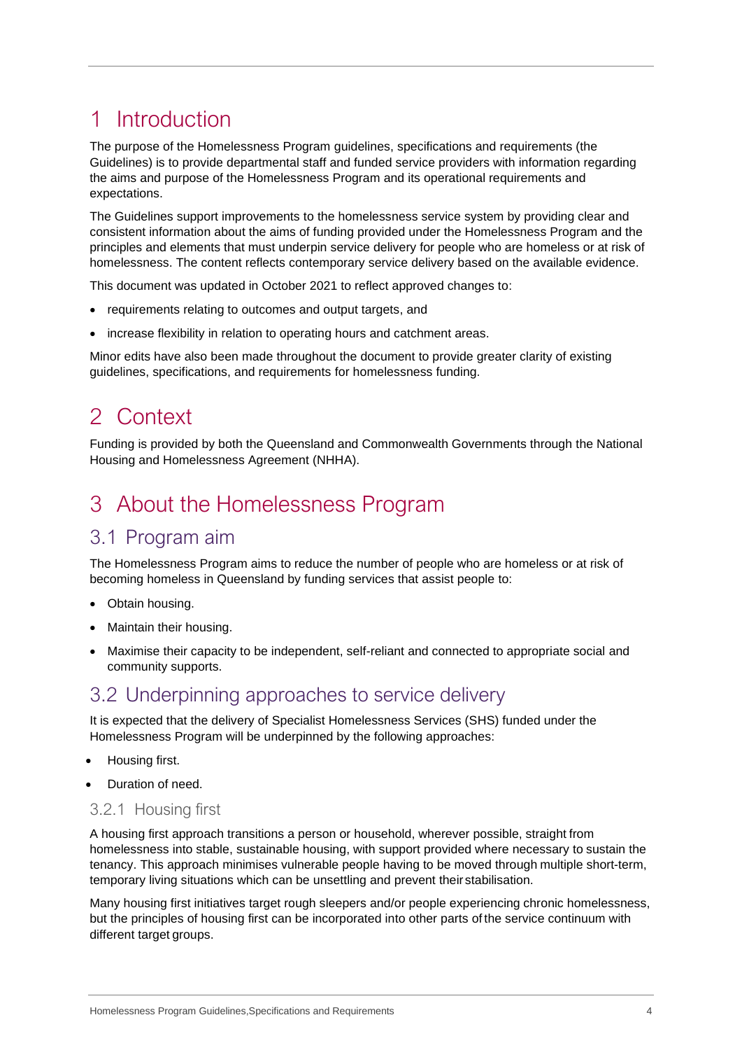# 1 Introduction

The purpose of the Homelessness Program guidelines, specifications and requirements (the Guidelines) is to provide departmental staff and funded service providers with information regarding the aims and purpose of the Homelessness Program and its operational requirements and expectations.

The Guidelines support improvements to the homelessness service system by providing clear and consistent information about the aims of funding provided under the Homelessness Program and the principles and elements that must underpin service delivery for people who are homeless or at risk of homelessness. The content reflects contemporary service delivery based on the available evidence.

This document was updated in October 2021 to reflect approved changes to:

- requirements relating to outcomes and output targets, and
- increase flexibility in relation to operating hours and catchment areas.

Minor edits have also been made throughout the document to provide greater clarity of existing guidelines, specifications, and requirements for homelessness funding.

# 2 Context

Funding is provided by both the Queensland and Commonwealth Governments through the National Housing and Homelessness Agreement (NHHA).

# 3 About the Homelessness Program

## 3.1 Program aim

The Homelessness Program aims to reduce the number of people who are homeless or at risk of becoming homeless in Queensland by funding services that assist people to:

- Obtain housing.
- Maintain their housing.
- Maximise their capacity to be independent, self-reliant and connected to appropriate social and community supports.

## 3.2 Underpinning approaches to service delivery

It is expected that the delivery of Specialist Homelessness Services (SHS) funded under the Homelessness Program will be underpinned by the following approaches:

- Housing first.
- Duration of need.

### 3.2.1 Housing first

A housing first approach transitions a person or household, wherever possible, straight from homelessness into stable, sustainable housing, with support provided where necessary to sustain the tenancy. This approach minimises vulnerable people having to be moved through multiple short-term, temporary living situations which can be unsettling and prevent their stabilisation.

Many housing first initiatives target rough sleepers and/or people experiencing chronic homelessness, but the principles of housing first can be incorporated into other parts of the service continuum with different target groups.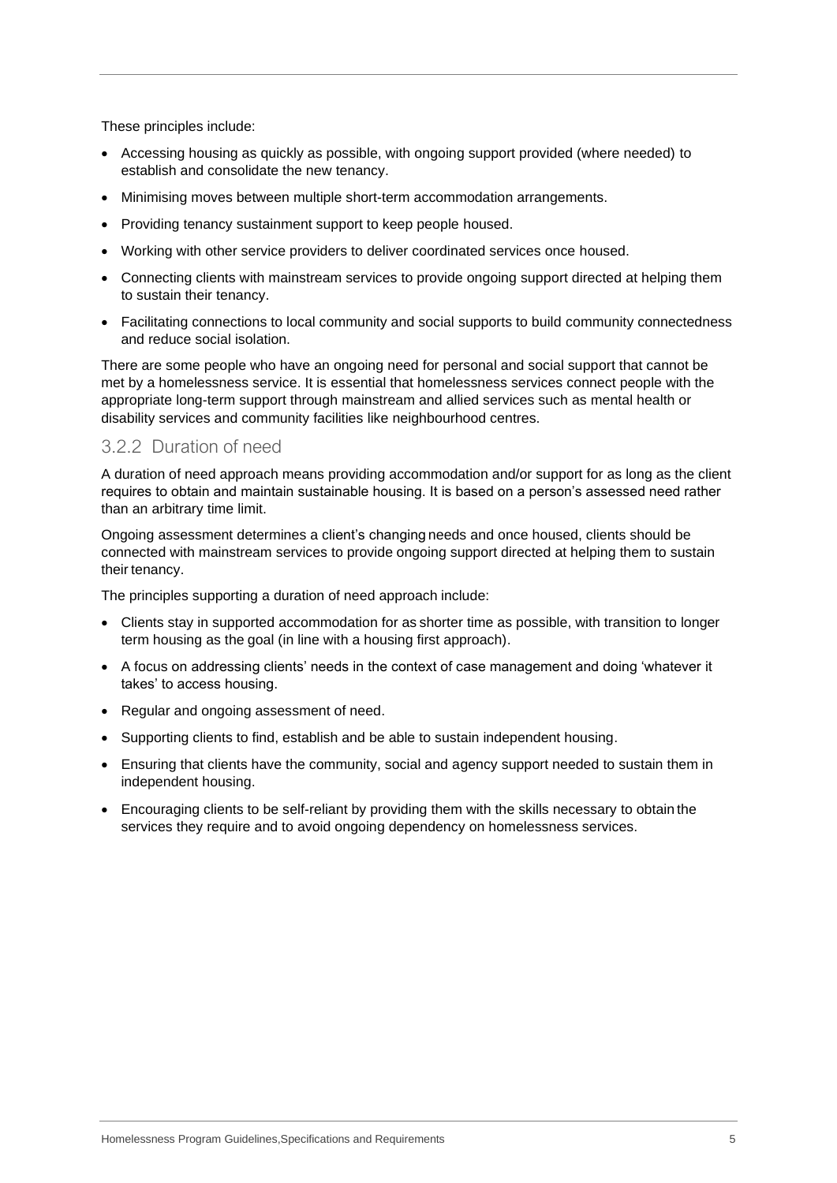These principles include:

- Accessing housing as quickly as possible, with ongoing support provided (where needed) to establish and consolidate the new tenancy.
- Minimising moves between multiple short-term accommodation arrangements.
- Providing tenancy sustainment support to keep people housed.
- Working with other service providers to deliver coordinated services once housed.
- Connecting clients with mainstream services to provide ongoing support directed at helping them to sustain their tenancy.
- Facilitating connections to local community and social supports to build community connectedness and reduce social isolation.

There are some people who have an ongoing need for personal and social support that cannot be met by a homelessness service. It is essential that homelessness services connect people with the appropriate long-term support through mainstream and allied services such as mental health or disability services and community facilities like neighbourhood centres.

### 3.2.2 Duration of need

A duration of need approach means providing accommodation and/or support for as long as the client requires to obtain and maintain sustainable housing. It is based on a person's assessed need rather than an arbitrary time limit.

Ongoing assessment determines a client's changing needs and once housed, clients should be connected with mainstream services to provide ongoing support directed at helping them to sustain their tenancy.

The principles supporting a duration of need approach include:

- Clients stay in supported accommodation for as shorter time as possible, with transition to longer term housing as the goal (in line with a housing first approach).
- A focus on addressing clients' needs in the context of case management and doing 'whatever it takes' to access housing.
- Regular and ongoing assessment of need.
- Supporting clients to find, establish and be able to sustain independent housing.
- Ensuring that clients have the community, social and agency support needed to sustain them in independent housing.
- Encouraging clients to be self-reliant by providing them with the skills necessary to obtain the services they require and to avoid ongoing dependency on homelessness services.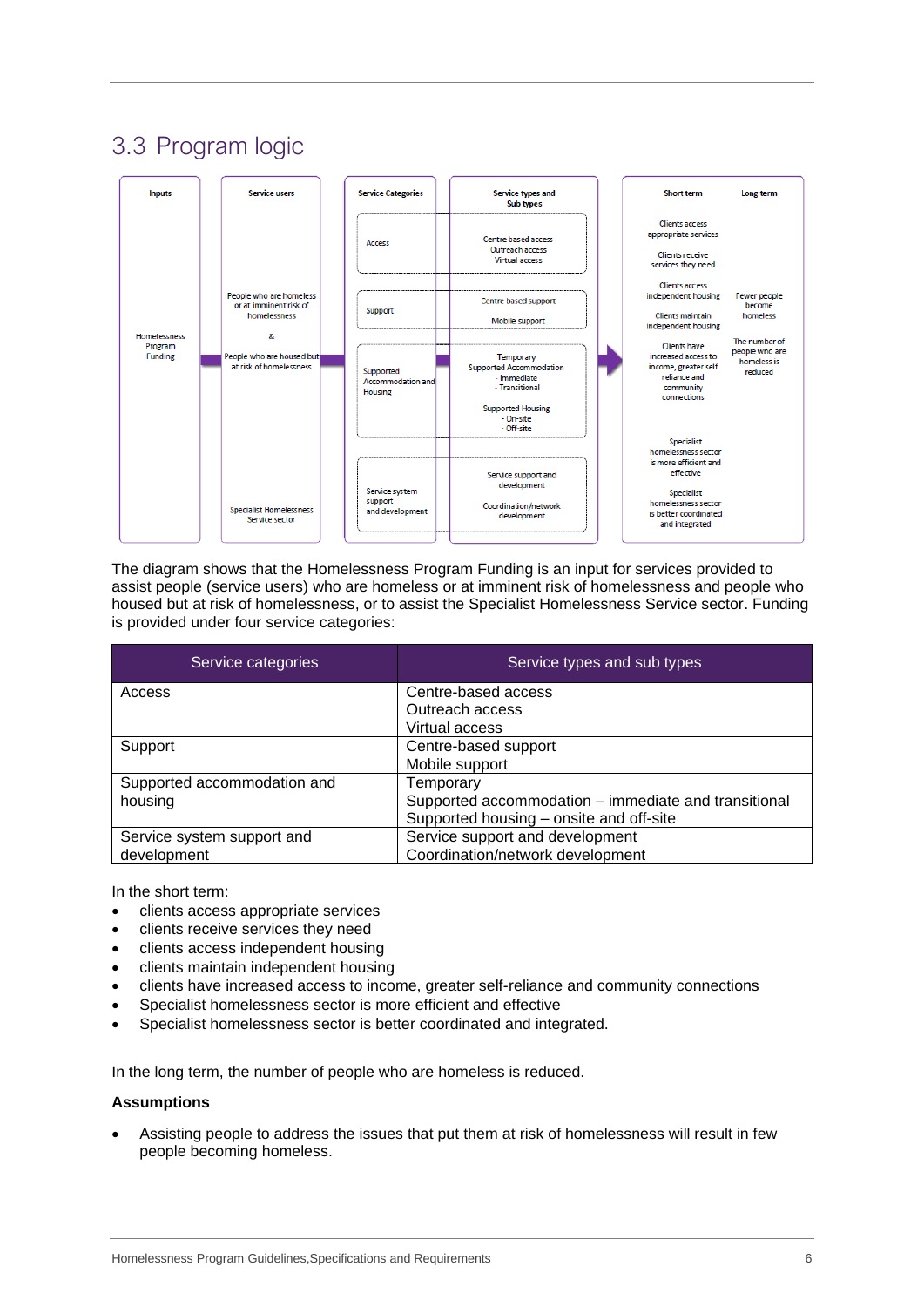## 3.3 Program logic

| Inputs | Service users | Service Categories | Service types and Sub types | Short term | Long term |
|---|---|---|---|---|---|
| Homelessness Program Funding | People who are homeless or at imminent risk of homelessness & People who are housed but at risk of homelessness | Access | Centre based access<br>Outreach access<br>Virtual access | Clients access appropriate services<br>Clients receive services they need | Fewer people become homeless |
| | | Support | Centre based support<br>Mobile support | Clients access independent housing<br>Clients maintain independent housing | The number of people who are homeless is reduced |
| | | Supported Accommodation and Housing | Temporary<br>Supported Accommodation<br>- Immediate<br>- Transitional<br>Supported Housing<br>- On-site<br>- Off-site | Clients have increased access to income, greater self reliance and community connections | |
| | Specialist Homelessness Service sector | Service system support and development | Service support and development<br>Coordination/network development | Specialist homelessness sector is more efficient and effective<br>Specialist homelessness sector is better coordinated and integrated | |

The diagram shows that the Homelessness Program Funding is an input for services provided to assist people (service users) who are homeless or at imminent risk of homelessness and people who housed but at risk of homelessness, or to assist the Specialist Homelessness Service sector. Funding is provided under four service categories:

| Service categories | Service types and sub types |
|---|---|
| Access | Centre-based access<br>Outreach access<br>Virtual access |
| Support | Centre-based support<br>Mobile support |
| Supported accommodation and housing | Temporary<br>Supported accommodation – immediate and transitional<br>Supported housing – onsite and off-site |
| Service system support and development | Service support and development<br>Coordination/network development |

In the short term:

- clients access appropriate services
- clients receive services they need
- clients access independent housing
- clients maintain independent housing
- clients have increased access to income, greater self-reliance and community connections
- Specialist homelessness sector is more efficient and effective
- Specialist homelessness sector is better coordinated and integrated.

In the long term, the number of people who are homeless is reduced.

**Assumptions**

- Assisting people to address the issues that put them at risk of homelessness will result in few people becoming homeless.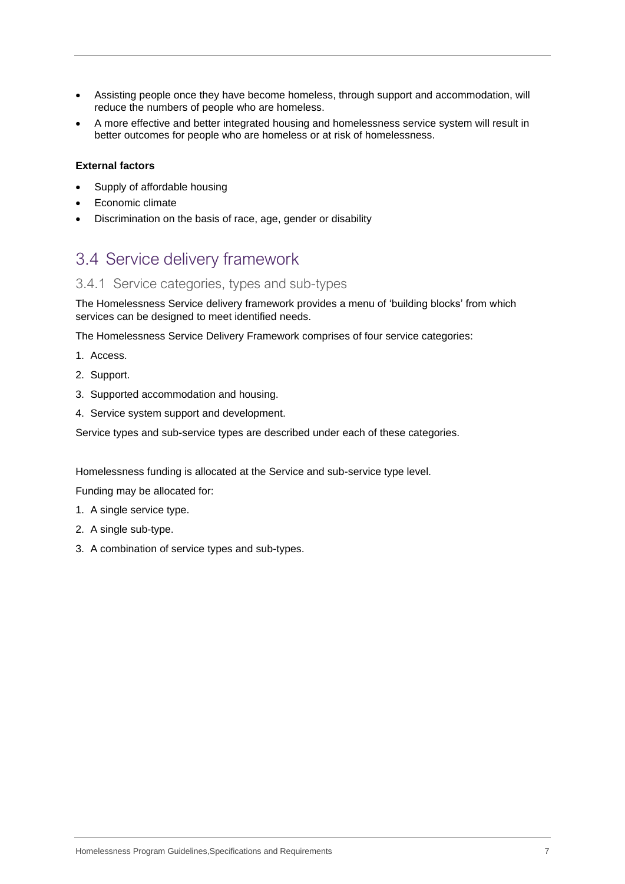- Assisting people once they have become homeless, through support and accommodation, will reduce the numbers of people who are homeless.
- A more effective and better integrated housing and homelessness service system will result in better outcomes for people who are homeless or at risk of homelessness.

**External factors**

- Supply of affordable housing
- Economic climate
- Discrimination on the basis of race, age, gender or disability

## 3.4 Service delivery framework

### 3.4.1 Service categories, types and sub-types

The Homelessness Service delivery framework provides a menu of 'building blocks' from which services can be designed to meet identified needs.

The Homelessness Service Delivery Framework comprises of four service categories:

1. Access.
2. Support.
3. Supported accommodation and housing.
4. Service system support and development.

Service types and sub-service types are described under each of these categories.

Homelessness funding is allocated at the Service and sub-service type level.

Funding may be allocated for:

1. A single service type.
2. A single sub-type.
3. A combination of service types and sub-types.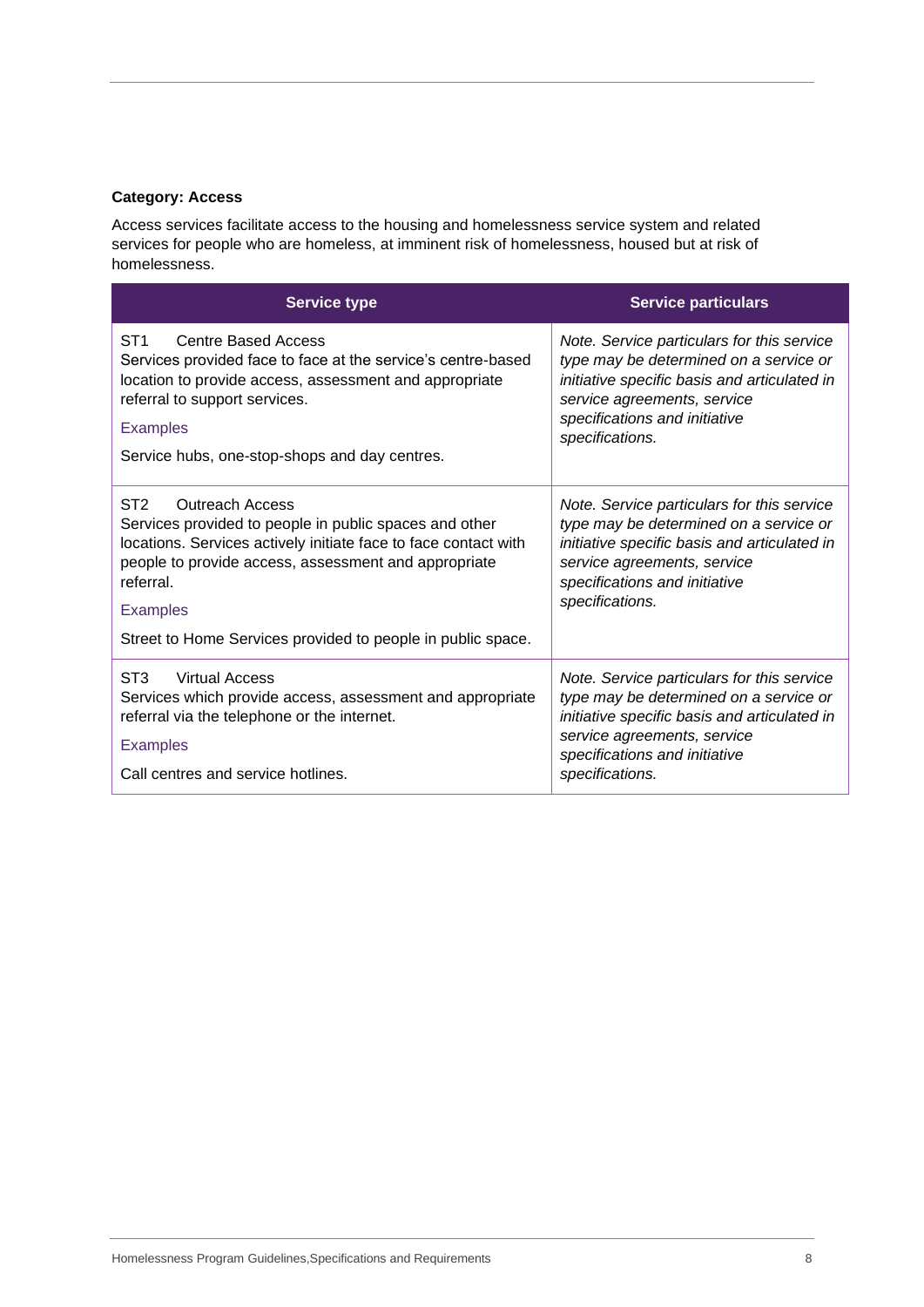**Category: Access**

Access services facilitate access to the housing and homelessness service system and related services for people who are homeless, at imminent risk of homelessness, housed but at risk of homelessness.

| Service type | Service particulars |
| --- | --- |
| ST1 Centre Based Access<br>Services provided face to face at the service's centre-based location to provide access, assessment and appropriate referral to support services.<br>Examples<br>Service hubs, one-stop-shops and day centres. | *Note. Service particulars for this service type may be determined on a service or initiative specific basis and articulated in service agreements, service specifications and initiative specifications.* |
| ST2 Outreach Access<br>Services provided to people in public spaces and other locations. Services actively initiate face to face contact with people to provide access, assessment and appropriate referral.<br>Examples<br>Street to Home Services provided to people in public space. | *Note. Service particulars for this service type may be determined on a service or initiative specific basis and articulated in service agreements, service specifications and initiative specifications.* |
| ST3 Virtual Access<br>Services which provide access, assessment and appropriate referral via the telephone or the internet.<br>Examples<br>Call centres and service hotlines. | *Note. Service particulars for this service type may be determined on a service or initiative specific basis and articulated in service agreements, service specifications and initiative specifications.* |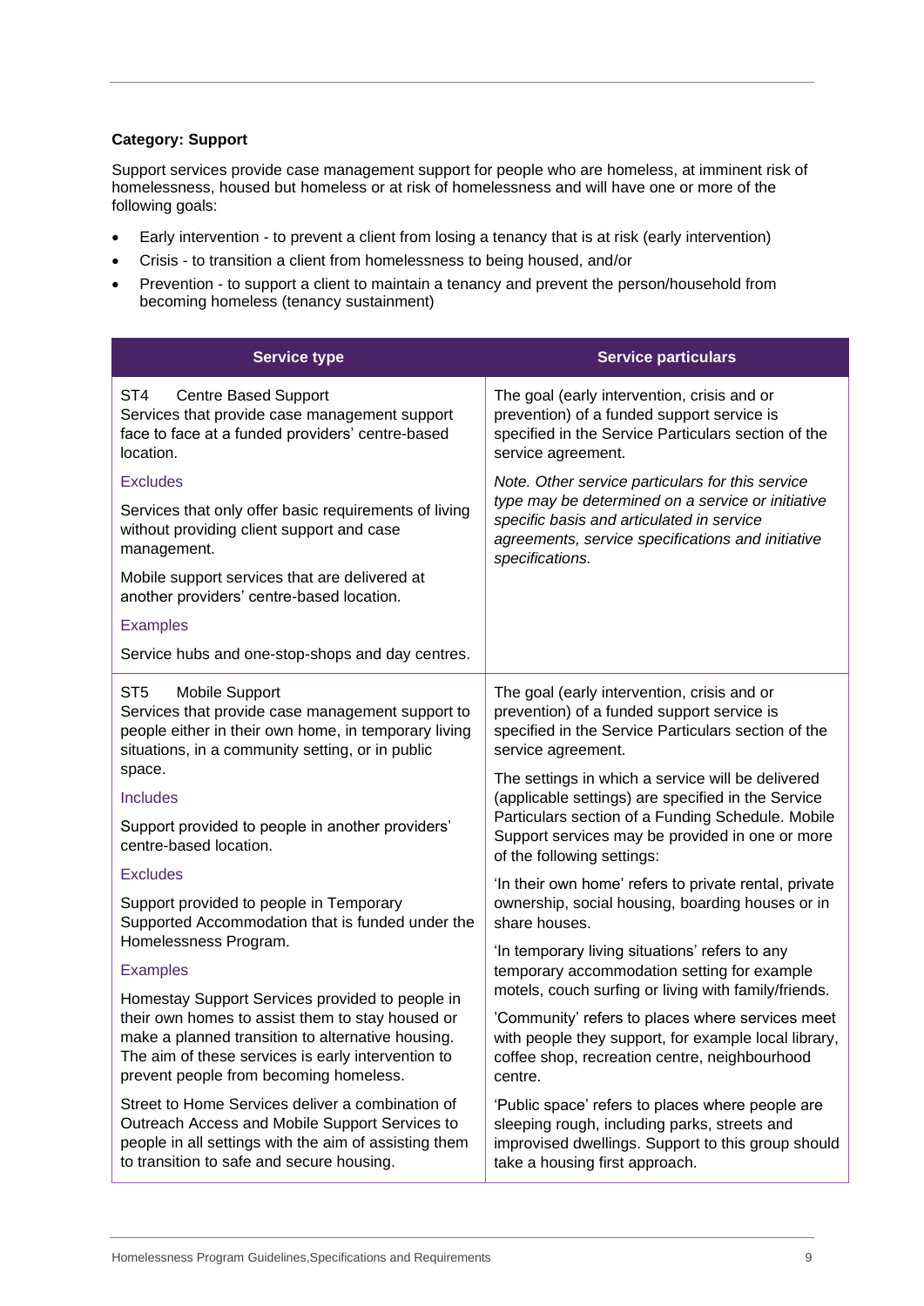**Category: Support**

Support services provide case management support for people who are homeless, at imminent risk of homelessness, housed but homeless or at risk of homelessness and will have one or more of the following goals:

- Early intervention - to prevent a client from losing a tenancy that is at risk (early intervention)
- Crisis - to transition a client from homelessness to being housed, and/or
- Prevention - to support a client to maintain a tenancy and prevent the person/household from becoming homeless (tenancy sustainment)

| Service type | Service particulars |
|---|---|
| ST4 Centre Based Support<br>Services that provide case management support face to face at a funded providers' centre-based location.<br><br>Excludes<br><br>Services that only offer basic requirements of living without providing client support and case management.<br><br>Mobile support services that are delivered at another providers' centre-based location.<br><br>Examples<br><br>Service hubs and one-stop-shops and day centres. | The goal (early intervention, crisis and or prevention) of a funded support service is specified in the Service Particulars section of the service agreement.<br><br>*Note. Other service particulars for this service type may be determined on a service or initiative specific basis and articulated in service agreements, service specifications and initiative specifications.* |
| ST5 Mobile Support<br>Services that provide case management support to people either in their own home, in temporary living situations, in a community setting, or in public space.<br><br>Includes<br><br>Support provided to people in another providers' centre-based location.<br><br>Excludes<br><br>Support provided to people in Temporary Supported Accommodation that is funded under the Homelessness Program.<br><br>Examples<br><br>Homestay Support Services provided to people in their own homes to assist them to stay housed or make a planned transition to alternative housing. The aim of these services is early intervention to prevent people from becoming homeless.<br><br>Street to Home Services deliver a combination of Outreach Access and Mobile Support Services to people in all settings with the aim of assisting them to transition to safe and secure housing. | The goal (early intervention, crisis and or prevention) of a funded support service is specified in the Service Particulars section of the service agreement.<br><br>The settings in which a service will be delivered (applicable settings) are specified in the Service Particulars section of a Funding Schedule. Mobile Support services may be provided in one or more of the following settings:<br><br>'In their own home' refers to private rental, private ownership, social housing, boarding houses or in share houses.<br><br>'In temporary living situations' refers to any temporary accommodation setting for example motels, couch surfing or living with family/friends.<br><br>'Community' refers to places where services meet with people they support, for example local library, coffee shop, recreation centre, neighbourhood centre.<br><br>'Public space' refers to places where people are sleeping rough, including parks, streets and improvised dwellings. Support to this group should take a housing first approach. |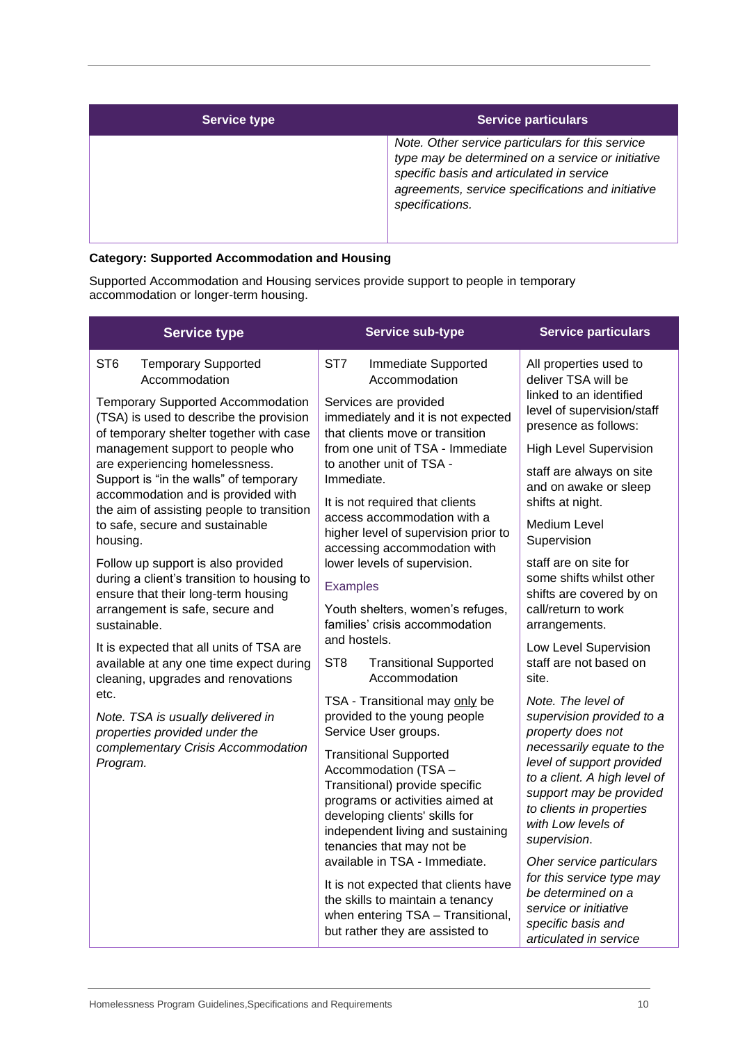| Service type | Service particulars |
|---|---|
| | *Note. Other service particulars for this service type may be determined on a service or initiative specific basis and articulated in service agreements, service specifications and initiative specifications.* |

**Category: Supported Accommodation and Housing**

Supported Accommodation and Housing services provide support to people in temporary accommodation or longer-term housing.

| Service type | Service sub-type | Service particulars |
|---|---|---|
| ST6 Temporary Supported Accommodation<br><br>Temporary Supported Accommodation (TSA) is used to describe the provision of temporary shelter together with case management support to people who are experiencing homelessness. Support is "in the walls" of temporary accommodation and is provided with the aim of assisting people to transition to safe, secure and sustainable housing.<br><br>Follow up support is also provided during a client's transition to housing to ensure that their long-term housing arrangement is safe, secure and sustainable.<br><br>It is expected that all units of TSA are available at any one time expect during cleaning, upgrades and renovations etc.<br><br>*Note. TSA is usually delivered in properties provided under the complementary Crisis Accommodation Program.* | ST7 Immediate Supported Accommodation<br><br>Services are provided immediately and it is not expected that clients move or transition from one unit of TSA - Immediate to another unit of TSA - Immediate.<br><br>It is not required that clients access accommodation with a higher level of supervision prior to accessing accommodation with lower levels of supervision.<br><br>Examples<br><br>Youth shelters, women's refuges, families' crisis accommodation and hostels.<br><br>ST8 Transitional Supported Accommodation<br><br>TSA - Transitional may only be provided to the young people Service User groups.<br><br>Transitional Supported Accommodation (TSA – Transitional) provide specific programs or activities aimed at developing clients' skills for independent living and sustaining tenancies that may not be available in TSA - Immediate.<br><br>It is not expected that clients have the skills to maintain a tenancy when entering TSA – Transitional, but rather they are assisted to | All properties used to deliver TSA will be linked to an identified level of supervision/staff presence as follows:<br><br>High Level Supervision<br><br>staff are always on site and on awake or sleep shifts at night.<br><br>Medium Level Supervision<br><br>staff are on site for some shifts whilst other shifts are covered by on call/return to work arrangements.<br><br>Low Level Supervision staff are not based on site.<br><br>*Note. The level of supervision provided to a property does not necessarily equate to the level of support provided to a client. A high level of support may be provided to clients in properties with Low levels of supervision.*<br><br>*Oher service particulars for this service type may be determined on a service or initiative specific basis and articulated in service* |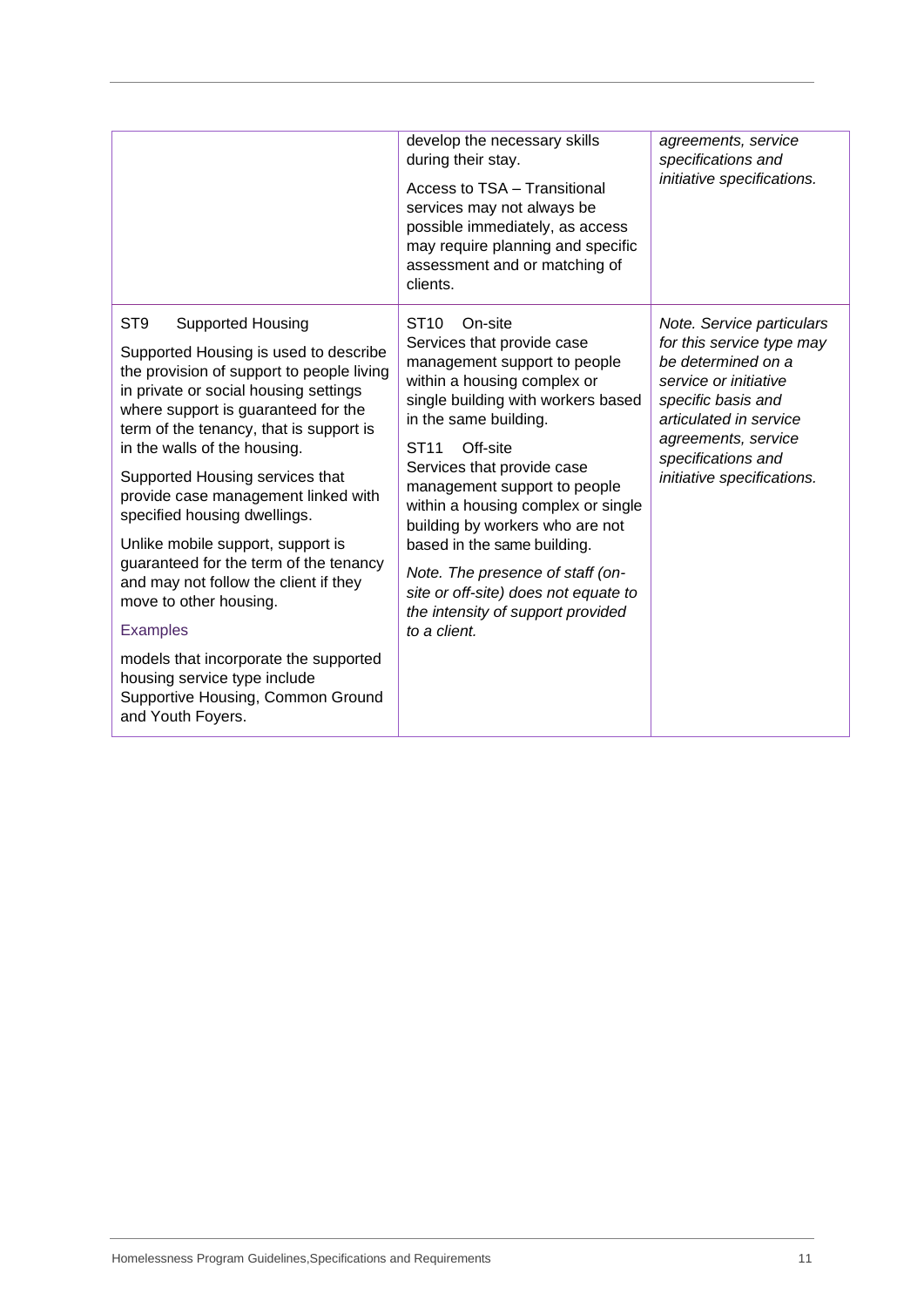| | | |
|---|---|---|
| | develop the necessary skills during their stay.<br><br>Access to TSA – Transitional services may not always be possible immediately, as access may require planning and specific assessment and or matching of clients. | *agreements, service specifications and initiative specifications.* |
| ST9 Supported Housing<br><br>Supported Housing is used to describe the provision of support to people living in private or social housing settings where support is guaranteed for the term of the tenancy, that is support is in the walls of the housing.<br><br>Supported Housing services that provide case management linked with specified housing dwellings.<br><br>Unlike mobile support, support is guaranteed for the term of the tenancy and may not follow the client if they move to other housing.<br><br>Examples<br><br>models that incorporate the supported housing service type include Supportive Housing, Common Ground and Youth Foyers. | ST10 On-site<br>Services that provide case management support to people within a housing complex or single building with workers based in the same building.<br><br>ST11 Off-site<br>Services that provide case management support to people within a housing complex or single building by workers who are not based in the same building.<br><br>*Note. The presence of staff (on-site or off-site) does not equate to the intensity of support provided to a client.* | *Note. Service particulars for this service type may be determined on a service or initiative specific basis and articulated in service agreements, service specifications and initiative specifications.* |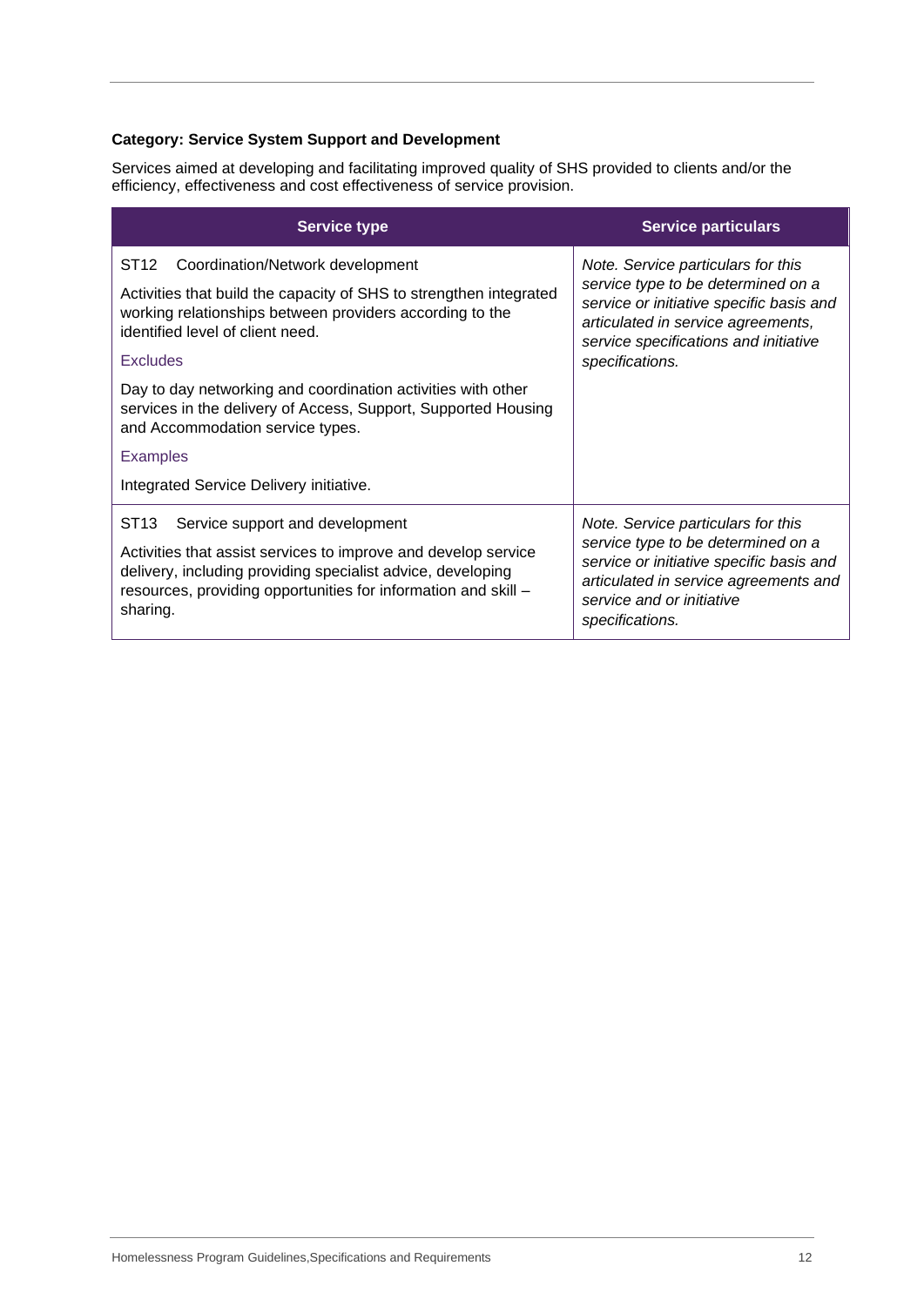**Category: Service System Support and Development**

Services aimed at developing and facilitating improved quality of SHS provided to clients and/or the efficiency, effectiveness and cost effectiveness of service provision.

| Service type | Service particulars |
|---|---|
| ST12 Coordination/Network development<br><br>Activities that build the capacity of SHS to strengthen integrated working relationships between providers according to the identified level of client need.<br><br>Excludes<br><br>Day to day networking and coordination activities with other services in the delivery of Access, Support, Supported Housing and Accommodation service types.<br><br>Examples<br><br>Integrated Service Delivery initiative. | *Note. Service particulars for this service type to be determined on a service or initiative specific basis and articulated in service agreements, service specifications and initiative specifications.* |
| ST13 Service support and development<br><br>Activities that assist services to improve and develop service delivery, including providing specialist advice, developing resources, providing opportunities for information and skill – sharing. | *Note. Service particulars for this service type to be determined on a service or initiative specific basis and articulated in service agreements and service and or initiative specifications.* |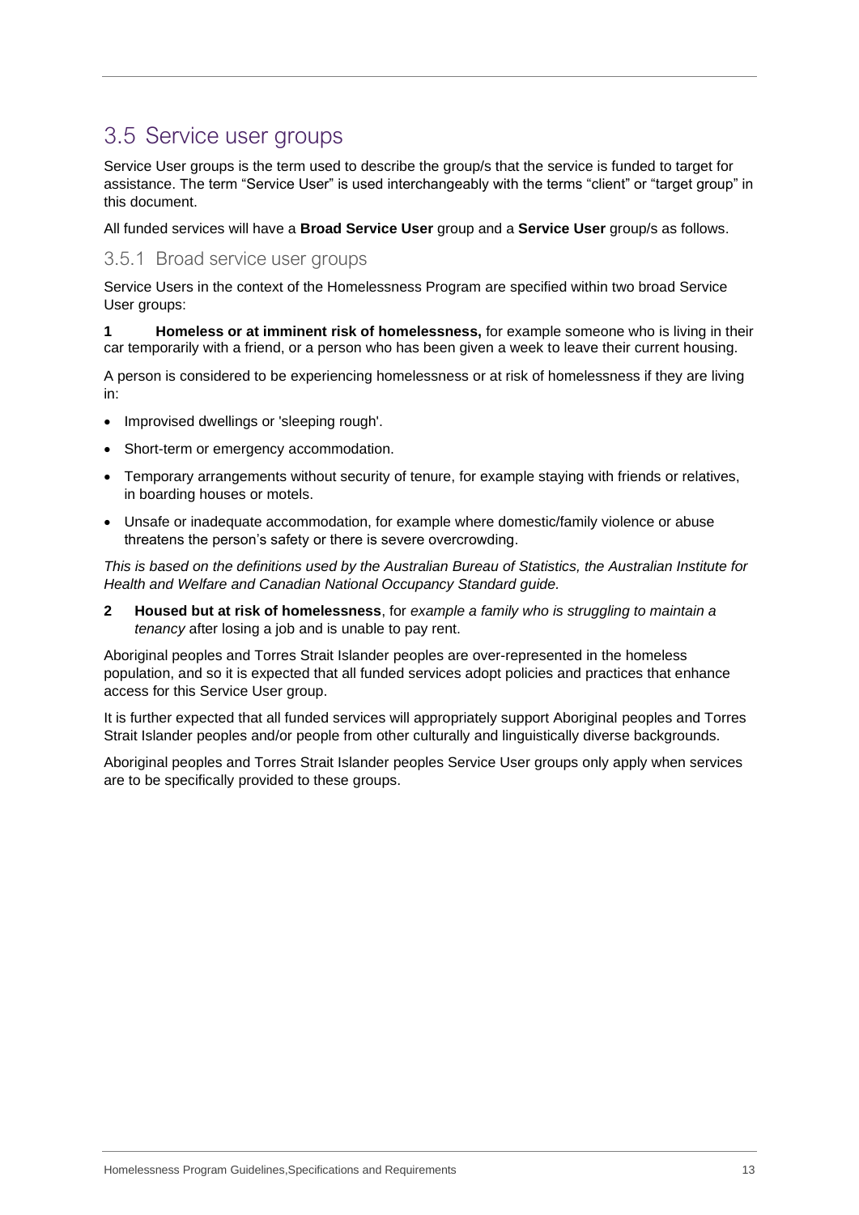## 3.5 Service user groups

Service User groups is the term used to describe the group/s that the service is funded to target for assistance. The term "Service User" is used interchangeably with the terms "client" or "target group" in this document.

All funded services will have a **Broad Service User** group and a **Service User** group/s as follows.

### 3.5.1 Broad service user groups

Service Users in the context of the Homelessness Program are specified within two broad Service User groups:

**1 Homeless or at imminent risk of homelessness,** for example someone who is living in their car temporarily with a friend, or a person who has been given a week to leave their current housing.

A person is considered to be experiencing homelessness or at risk of homelessness if they are living in:

- Improvised dwellings or 'sleeping rough'.
- Short-term or emergency accommodation.
- Temporary arrangements without security of tenure, for example staying with friends or relatives, in boarding houses or motels.
- Unsafe or inadequate accommodation, for example where domestic/family violence or abuse threatens the person's safety or there is severe overcrowding.

*This is based on the definitions used by the Australian Bureau of Statistics, the Australian Institute for Health and Welfare and Canadian National Occupancy Standard guide.*

**2 Housed but at risk of homelessness**, for *example a family who is struggling to maintain a tenancy* after losing a job and is unable to pay rent.

Aboriginal peoples and Torres Strait Islander peoples are over-represented in the homeless population, and so it is expected that all funded services adopt policies and practices that enhance access for this Service User group.

It is further expected that all funded services will appropriately support Aboriginal peoples and Torres Strait Islander peoples and/or people from other culturally and linguistically diverse backgrounds.

Aboriginal peoples and Torres Strait Islander peoples Service User groups only apply when services are to be specifically provided to these groups.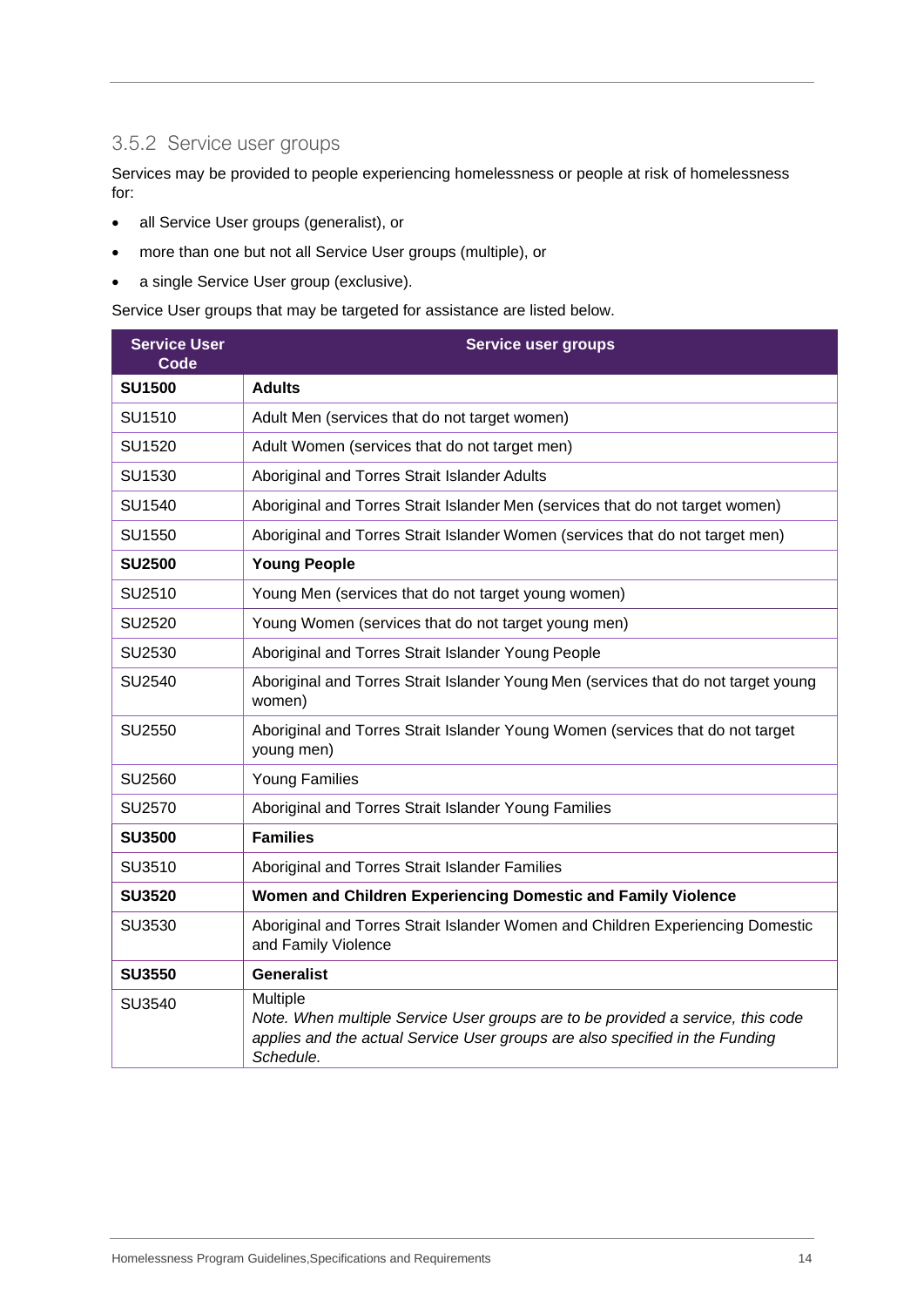### 3.5.2 Service user groups

Services may be provided to people experiencing homelessness or people at risk of homelessness for:

- all Service User groups (generalist), or
- more than one but not all Service User groups (multiple), or
- a single Service User group (exclusive).

Service User groups that may be targeted for assistance are listed below.

| Service User Code | Service user groups |
|---|---|
| **SU1500** | **Adults** |
| SU1510 | Adult Men (services that do not target women) |
| SU1520 | Adult Women (services that do not target men) |
| SU1530 | Aboriginal and Torres Strait Islander Adults |
| SU1540 | Aboriginal and Torres Strait Islander Men (services that do not target women) |
| SU1550 | Aboriginal and Torres Strait Islander Women (services that do not target men) |
| **SU2500** | **Young People** |
| SU2510 | Young Men (services that do not target young women) |
| SU2520 | Young Women (services that do not target young men) |
| SU2530 | Aboriginal and Torres Strait Islander Young People |
| SU2540 | Aboriginal and Torres Strait Islander Young Men (services that do not target young women) |
| SU2550 | Aboriginal and Torres Strait Islander Young Women (services that do not target young men) |
| SU2560 | Young Families |
| SU2570 | Aboriginal and Torres Strait Islander Young Families |
| **SU3500** | **Families** |
| SU3510 | Aboriginal and Torres Strait Islander Families |
| **SU3520** | **Women and Children Experiencing Domestic and Family Violence** |
| SU3530 | Aboriginal and Torres Strait Islander Women and Children Experiencing Domestic and Family Violence |
| **SU3550** | **Generalist** |
| SU3540 | Multiple<br>*Note. When multiple Service User groups are to be provided a service, this code applies and the actual Service User groups are also specified in the Funding Schedule.* |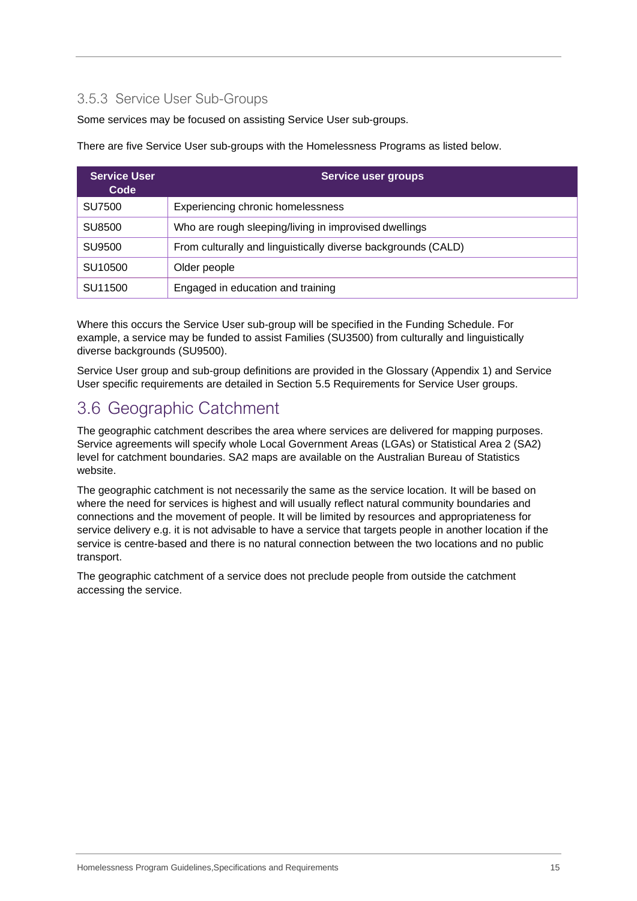### 3.5.3 Service User Sub-Groups

Some services may be focused on assisting Service User sub-groups.

There are five Service User sub-groups with the Homelessness Programs as listed below.

| Service User Code | Service user groups |
|---|---|
| SU7500 | Experiencing chronic homelessness |
| SU8500 | Who are rough sleeping/living in improvised dwellings |
| SU9500 | From culturally and linguistically diverse backgrounds (CALD) |
| SU10500 | Older people |
| SU11500 | Engaged in education and training |

Where this occurs the Service User sub-group will be specified in the Funding Schedule. For example, a service may be funded to assist Families (SU3500) from culturally and linguistically diverse backgrounds (SU9500).

Service User group and sub-group definitions are provided in the Glossary (Appendix 1) and Service User specific requirements are detailed in Section 5.5 Requirements for Service User groups.

## 3.6 Geographic Catchment

The geographic catchment describes the area where services are delivered for mapping purposes. Service agreements will specify whole Local Government Areas (LGAs) or Statistical Area 2 (SA2) level for catchment boundaries. SA2 maps are available on the Australian Bureau of Statistics website.

The geographic catchment is not necessarily the same as the service location. It will be based on where the need for services is highest and will usually reflect natural community boundaries and connections and the movement of people. It will be limited by resources and appropriateness for service delivery e.g. it is not advisable to have a service that targets people in another location if the service is centre-based and there is no natural connection between the two locations and no public transport.

The geographic catchment of a service does not preclude people from outside the catchment accessing the service.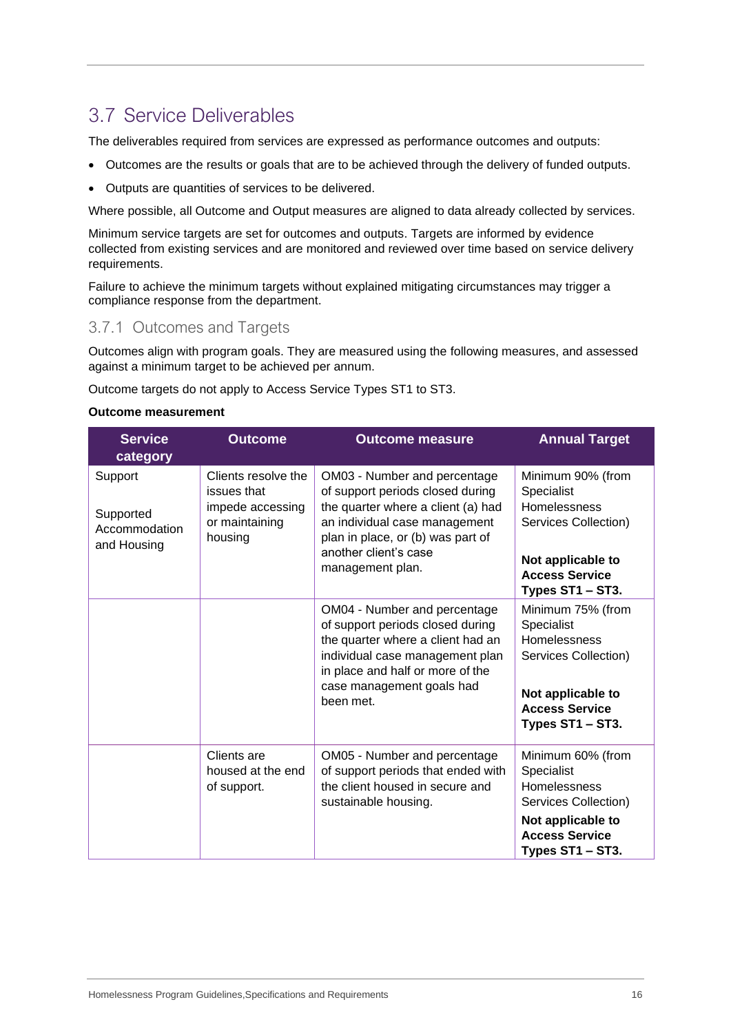## 3.7 Service Deliverables

The deliverables required from services are expressed as performance outcomes and outputs:

- Outcomes are the results or goals that are to be achieved through the delivery of funded outputs.
- Outputs are quantities of services to be delivered.

Where possible, all Outcome and Output measures are aligned to data already collected by services.

Minimum service targets are set for outcomes and outputs. Targets are informed by evidence collected from existing services and are monitored and reviewed over time based on service delivery requirements.

Failure to achieve the minimum targets without explained mitigating circumstances may trigger a compliance response from the department.

### 3.7.1 Outcomes and Targets

Outcomes align with program goals. They are measured using the following measures, and assessed against a minimum target to be achieved per annum.

Outcome targets do not apply to Access Service Types ST1 to ST3.

**Outcome measurement**

| Service category | Outcome | Outcome measure | Annual Target |
|---|---|---|---|
| Support<br><br>Supported Accommodation and Housing | Clients resolve the issues that impede accessing or maintaining housing | OM03 - Number and percentage of support periods closed during the quarter where a client (a) had an individual case management plan in place, or (b) was part of another client's case management plan. | Minimum 90% (from Specialist Homelessness Services Collection)<br><br>**Not applicable to Access Service Types ST1 – ST3.** |
| | | OM04 - Number and percentage of support periods closed during the quarter where a client had an individual case management plan in place and half or more of the case management goals had been met. | Minimum 75% (from Specialist Homelessness Services Collection)<br><br>**Not applicable to Access Service Types ST1 – ST3.** |
| | Clients are housed at the end of support. | OM05 - Number and percentage of support periods that ended with the client housed in secure and sustainable housing. | Minimum 60% (from Specialist Homelessness Services Collection)<br><br>**Not applicable to Access Service Types ST1 – ST3.** |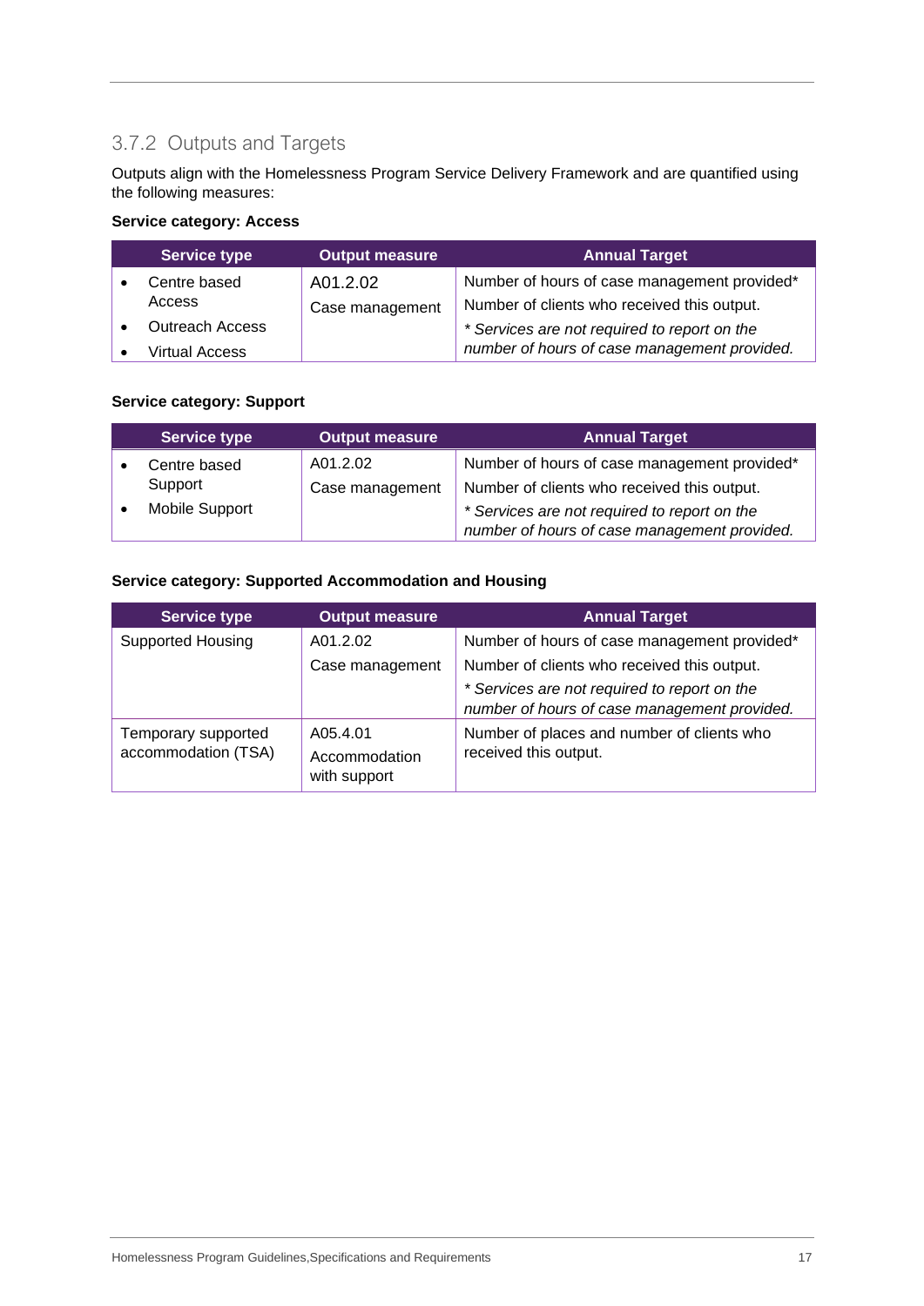### 3.7.2 Outputs and Targets

Outputs align with the Homelessness Program Service Delivery Framework and are quantified using the following measures:

**Service category: Access**

| Service type | Output measure | Annual Target |
| --- | --- | --- |
| • Centre based Access<br>• Outreach Access<br>• Virtual Access | A01.2.02<br>Case management | Number of hours of case management provided*<br>Number of clients who received this output.<br>*\* Services are not required to report on the number of hours of case management provided.* |

**Service category: Support**

| Service type | Output measure | Annual Target |
| --- | --- | --- |
| • Centre based Support<br>• Mobile Support | A01.2.02<br>Case management | Number of hours of case management provided*<br>Number of clients who received this output.<br>*\* Services are not required to report on the number of hours of case management provided.* |

**Service category: Supported Accommodation and Housing**

| Service type | Output measure | Annual Target |
| --- | --- | --- |
| Supported Housing | A01.2.02<br>Case management | Number of hours of case management provided*<br>Number of clients who received this output.<br>*\* Services are not required to report on the number of hours of case management provided.* |
| Temporary supported accommodation (TSA) | A05.4.01<br>Accommodation with support | Number of places and number of clients who received this output. |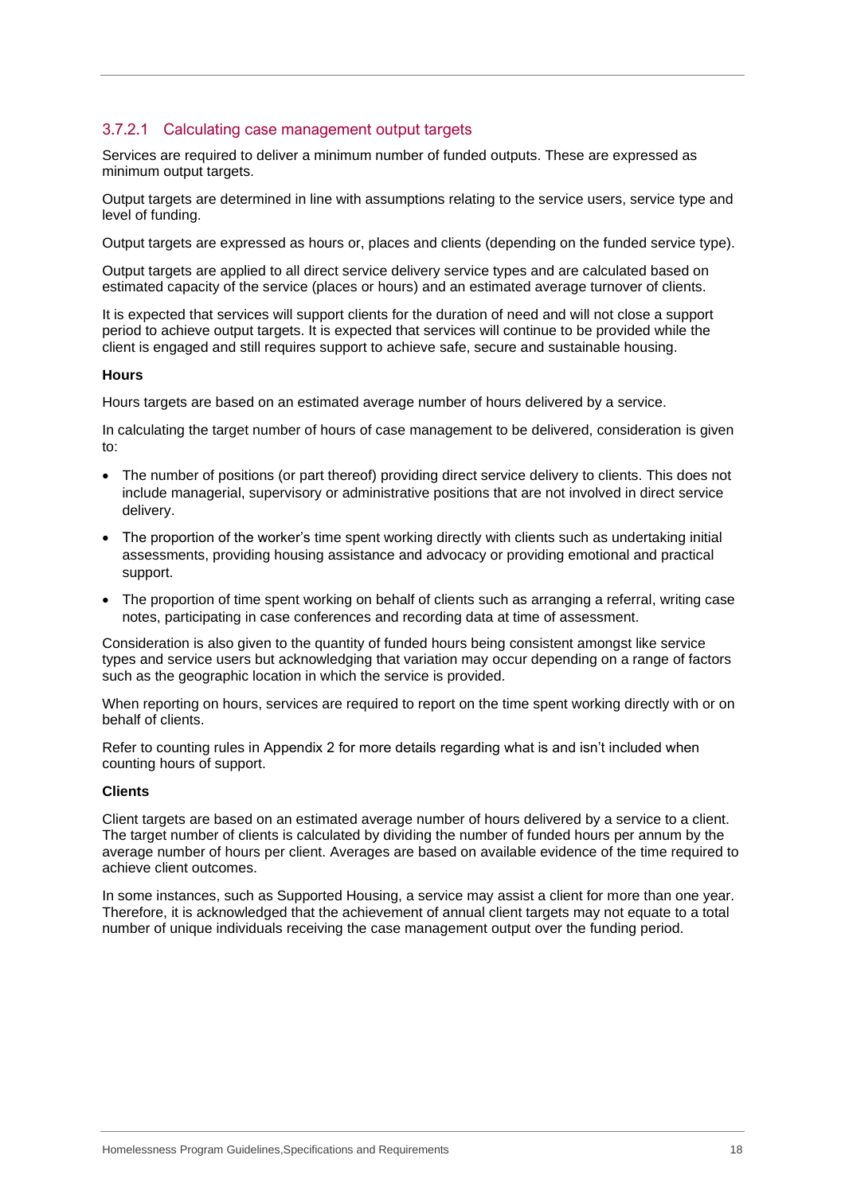#### 3.7.2.1 Calculating case management output targets

Services are required to deliver a minimum number of funded outputs. These are expressed as minimum output targets.

Output targets are determined in line with assumptions relating to the service users, service type and level of funding.

Output targets are expressed as hours or, places and clients (depending on the funded service type).

Output targets are applied to all direct service delivery service types and are calculated based on estimated capacity of the service (places or hours) and an estimated average turnover of clients.

It is expected that services will support clients for the duration of need and will not close a support period to achieve output targets. It is expected that services will continue to be provided while the client is engaged and still requires support to achieve safe, secure and sustainable housing.

**Hours**

Hours targets are based on an estimated average number of hours delivered by a service.

In calculating the target number of hours of case management to be delivered, consideration is given to:

- The number of positions (or part thereof) providing direct service delivery to clients. This does not include managerial, supervisory or administrative positions that are not involved in direct service delivery.
- The proportion of the worker's time spent working directly with clients such as undertaking initial assessments, providing housing assistance and advocacy or providing emotional and practical support.
- The proportion of time spent working on behalf of clients such as arranging a referral, writing case notes, participating in case conferences and recording data at time of assessment.

Consideration is also given to the quantity of funded hours being consistent amongst like service types and service users but acknowledging that variation may occur depending on a range of factors such as the geographic location in which the service is provided.

When reporting on hours, services are required to report on the time spent working directly with or on behalf of clients.

Refer to counting rules in Appendix 2 for more details regarding what is and isn't included when counting hours of support.

**Clients**

Client targets are based on an estimated average number of hours delivered by a service to a client. The target number of clients is calculated by dividing the number of funded hours per annum by the average number of hours per client. Averages are based on available evidence of the time required to achieve client outcomes.

In some instances, such as Supported Housing, a service may assist a client for more than one year. Therefore, it is acknowledged that the achievement of annual client targets may not equate to a total number of unique individuals receiving the case management output over the funding period.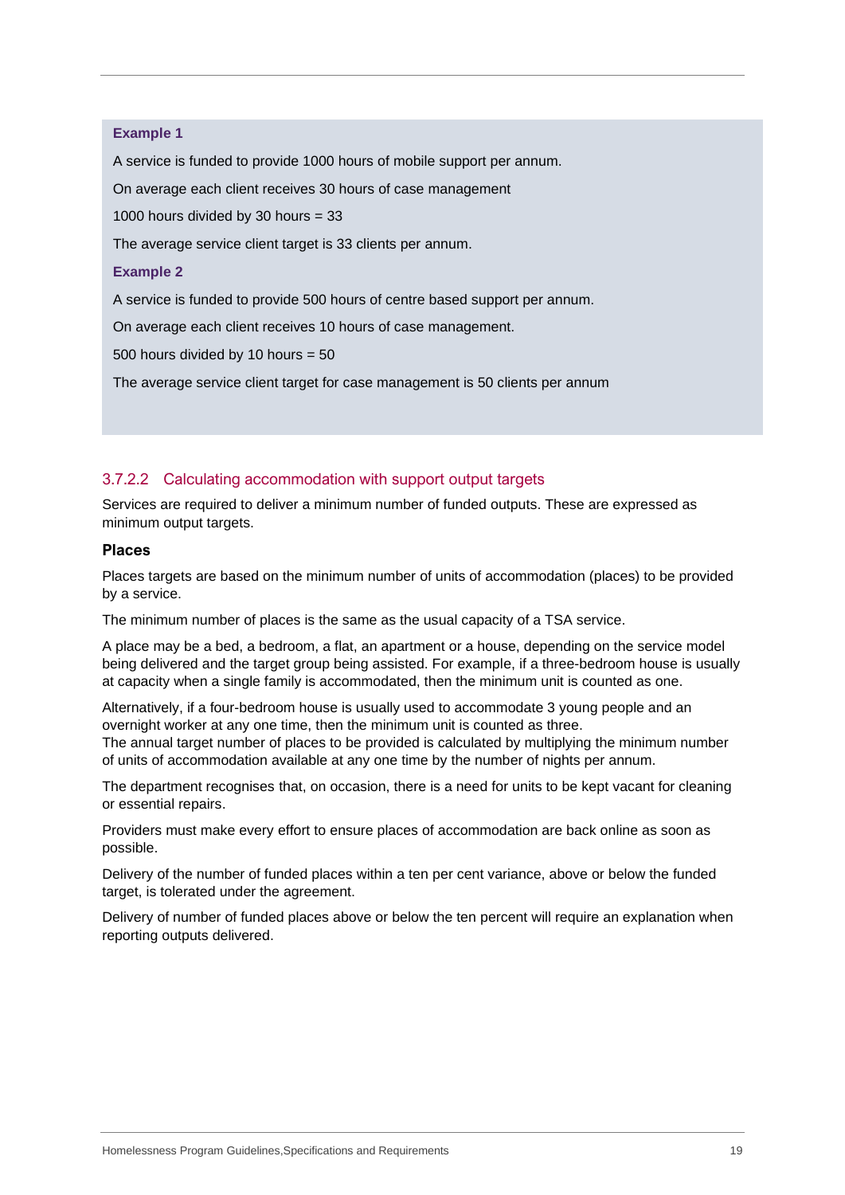**Example 1**

A service is funded to provide 1000 hours of mobile support per annum.

On average each client receives 30 hours of case management

1000 hours divided by 30 hours = 33

The average service client target is 33 clients per annum.

**Example 2**

A service is funded to provide 500 hours of centre based support per annum.

On average each client receives 10 hours of case management.

500 hours divided by 10 hours = 50

The average service client target for case management is 50 clients per annum

#### 3.7.2.2 Calculating accommodation with support output targets

Services are required to deliver a minimum number of funded outputs. These are expressed as minimum output targets.

**Places**

Places targets are based on the minimum number of units of accommodation (places) to be provided by a service.

The minimum number of places is the same as the usual capacity of a TSA service.

A place may be a bed, a bedroom, a flat, an apartment or a house, depending on the service model being delivered and the target group being assisted. For example, if a three-bedroom house is usually at capacity when a single family is accommodated, then the minimum unit is counted as one.

Alternatively, if a four-bedroom house is usually used to accommodate 3 young people and an overnight worker at any one time, then the minimum unit is counted as three.
The annual target number of places to be provided is calculated by multiplying the minimum number of units of accommodation available at any one time by the number of nights per annum.

The department recognises that, on occasion, there is a need for units to be kept vacant for cleaning or essential repairs.

Providers must make every effort to ensure places of accommodation are back online as soon as possible.

Delivery of the number of funded places within a ten per cent variance, above or below the funded target, is tolerated under the agreement.

Delivery of number of funded places above or below the ten percent will require an explanation when reporting outputs delivered.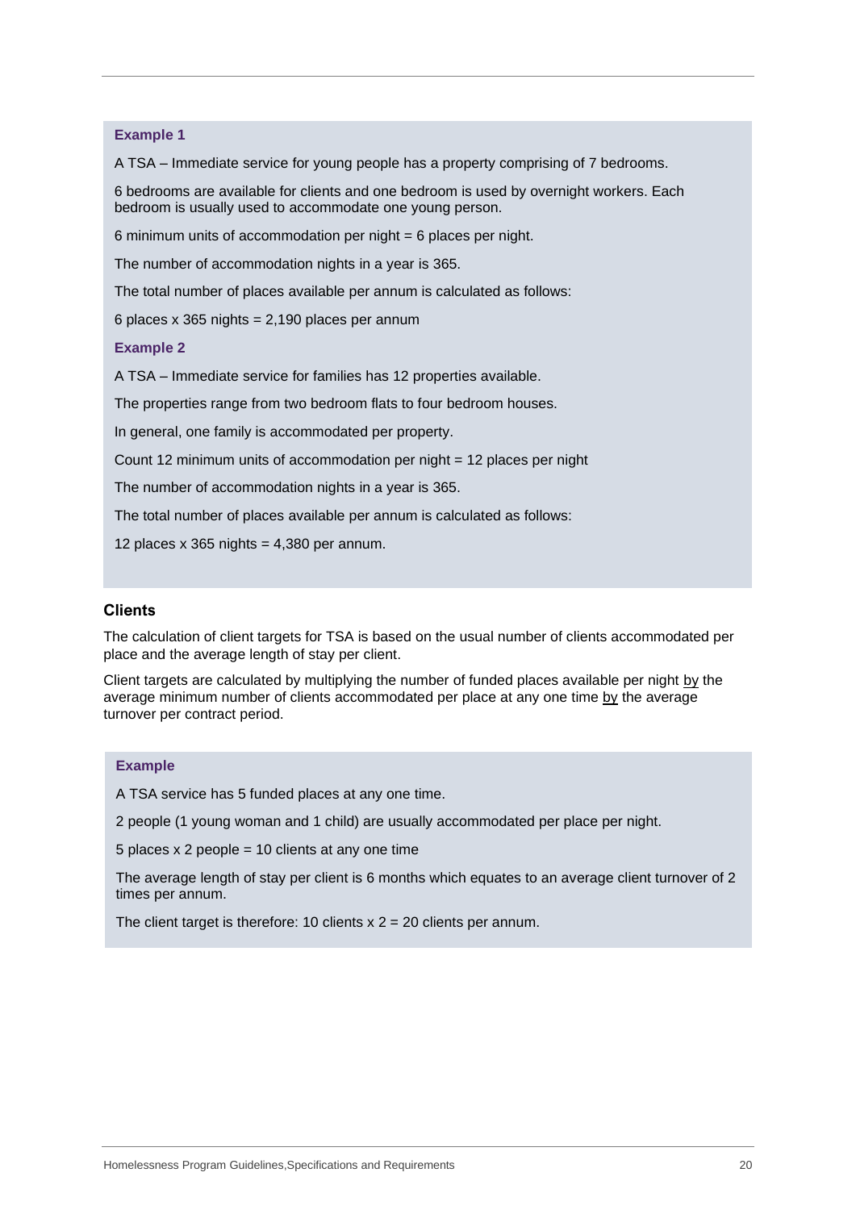**Example 1**

A TSA – Immediate service for young people has a property comprising of 7 bedrooms.

6 bedrooms are available for clients and one bedroom is used by overnight workers. Each bedroom is usually used to accommodate one young person.

6 minimum units of accommodation per night = 6 places per night.

The number of accommodation nights in a year is 365.

The total number of places available per annum is calculated as follows:

6 places x 365 nights = 2,190 places per annum

**Example 2**

A TSA – Immediate service for families has 12 properties available.

The properties range from two bedroom flats to four bedroom houses.

In general, one family is accommodated per property.

Count 12 minimum units of accommodation per night = 12 places per night

The number of accommodation nights in a year is 365.

The total number of places available per annum is calculated as follows:

12 places x 365 nights = 4,380 per annum.

### Clients

The calculation of client targets for TSA is based on the usual number of clients accommodated per place and the average length of stay per client.

Client targets are calculated by multiplying the number of funded places available per night <u>by</u> the average minimum number of clients accommodated per place at any one time <u>by</u> the average turnover per contract period.

**Example**

A TSA service has 5 funded places at any one time.

2 people (1 young woman and 1 child) are usually accommodated per place per night.

5 places x 2 people = 10 clients at any one time

The average length of stay per client is 6 months which equates to an average client turnover of 2 times per annum.

The client target is therefore: 10 clients x 2 = 20 clients per annum.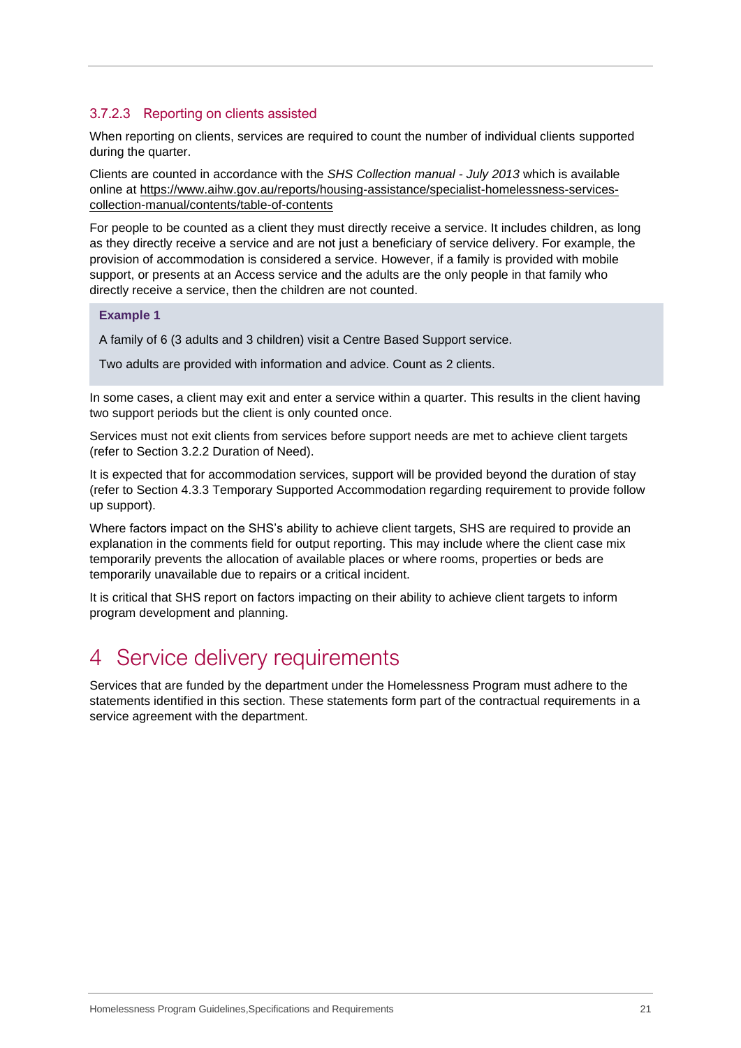#### 3.7.2.3 Reporting on clients assisted

When reporting on clients, services are required to count the number of individual clients supported during the quarter.

Clients are counted in accordance with the *SHS Collection manual - July 2013* which is available online at https://www.aihw.gov.au/reports/housing-assistance/specialist-homelessness-services-collection-manual/contents/table-of-contents

For people to be counted as a client they must directly receive a service. It includes children, as long as they directly receive a service and are not just a beneficiary of service delivery. For example, the provision of accommodation is considered a service. However, if a family is provided with mobile support, or presents at an Access service and the adults are the only people in that family who directly receive a service, then the children are not counted.

> **Example 1**
>
> A family of 6 (3 adults and 3 children) visit a Centre Based Support service.
>
> Two adults are provided with information and advice. Count as 2 clients.

In some cases, a client may exit and enter a service within a quarter. This results in the client having two support periods but the client is only counted once.

Services must not exit clients from services before support needs are met to achieve client targets (refer to Section 3.2.2 Duration of Need).

It is expected that for accommodation services, support will be provided beyond the duration of stay (refer to Section 4.3.3 Temporary Supported Accommodation regarding requirement to provide follow up support).

Where factors impact on the SHS's ability to achieve client targets, SHS are required to provide an explanation in the comments field for output reporting. This may include where the client case mix temporarily prevents the allocation of available places or where rooms, properties or beds are temporarily unavailable due to repairs or a critical incident.

It is critical that SHS report on factors impacting on their ability to achieve client targets to inform program development and planning.

# 4 Service delivery requirements

Services that are funded by the department under the Homelessness Program must adhere to the statements identified in this section. These statements form part of the contractual requirements in a service agreement with the department.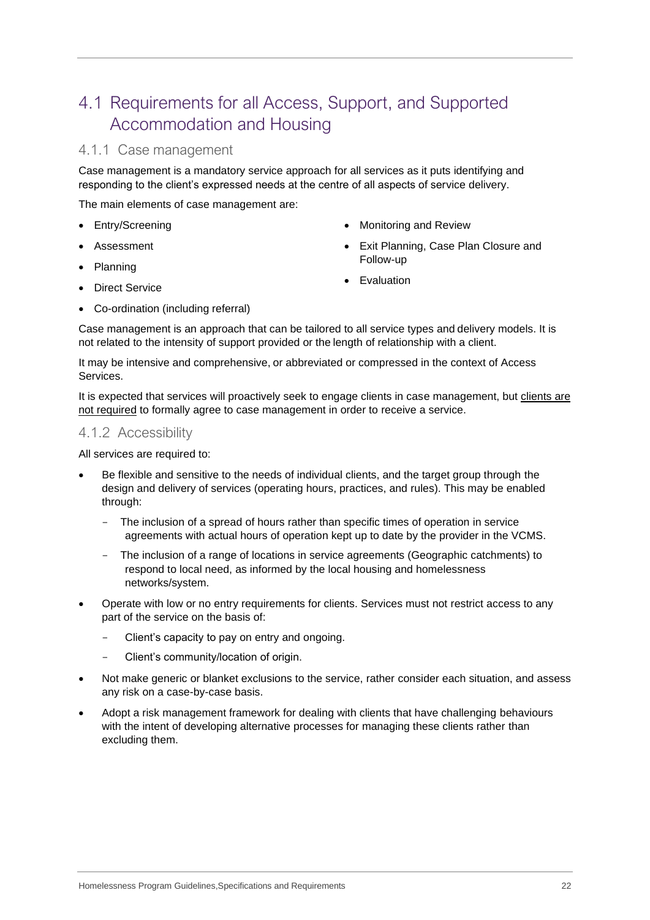## 4.1 Requirements for all Access, Support, and Supported Accommodation and Housing

### 4.1.1 Case management

Case management is a mandatory service approach for all services as it puts identifying and responding to the client's expressed needs at the centre of all aspects of service delivery.

The main elements of case management are:

- Entry/Screening
- Assessment
- Planning
- Direct Service
- Co-ordination (including referral)
- Monitoring and Review
- Exit Planning, Case Plan Closure and Follow-up
- Evaluation

Case management is an approach that can be tailored to all service types and delivery models. It is not related to the intensity of support provided or the length of relationship with a client.

It may be intensive and comprehensive, or abbreviated or compressed in the context of Access Services.

It is expected that services will proactively seek to engage clients in case management, but clients are not required to formally agree to case management in order to receive a service.

### 4.1.2 Accessibility

All services are required to:

- Be flexible and sensitive to the needs of individual clients, and the target group through the design and delivery of services (operating hours, practices, and rules). This may be enabled through:
  - The inclusion of a spread of hours rather than specific times of operation in service agreements with actual hours of operation kept up to date by the provider in the VCMS.
  - The inclusion of a range of locations in service agreements (Geographic catchments) to respond to local need, as informed by the local housing and homelessness networks/system.
- Operate with low or no entry requirements for clients. Services must not restrict access to any part of the service on the basis of:
  - Client's capacity to pay on entry and ongoing.
  - Client's community/location of origin.
- Not make generic or blanket exclusions to the service, rather consider each situation, and assess any risk on a case-by-case basis.
- Adopt a risk management framework for dealing with clients that have challenging behaviours with the intent of developing alternative processes for managing these clients rather than excluding them.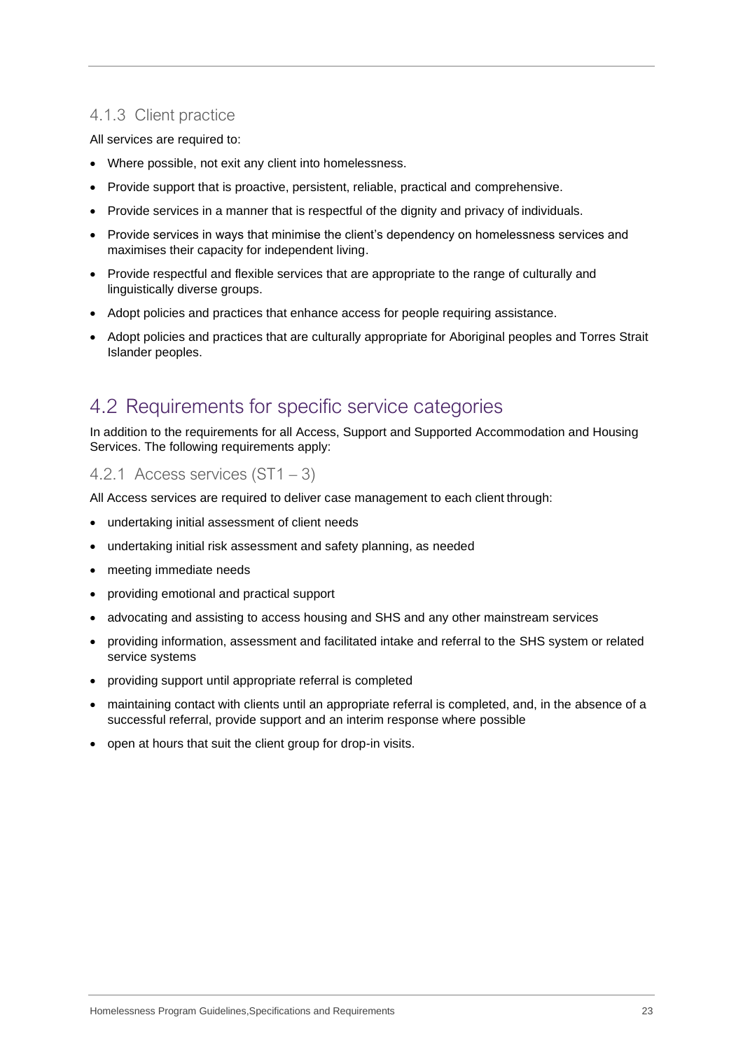### 4.1.3 Client practice

All services are required to:

- Where possible, not exit any client into homelessness.
- Provide support that is proactive, persistent, reliable, practical and comprehensive.
- Provide services in a manner that is respectful of the dignity and privacy of individuals.
- Provide services in ways that minimise the client's dependency on homelessness services and maximises their capacity for independent living.
- Provide respectful and flexible services that are appropriate to the range of culturally and linguistically diverse groups.
- Adopt policies and practices that enhance access for people requiring assistance.
- Adopt policies and practices that are culturally appropriate for Aboriginal peoples and Torres Strait Islander peoples.

## 4.2 Requirements for specific service categories

In addition to the requirements for all Access, Support and Supported Accommodation and Housing Services. The following requirements apply:

### 4.2.1 Access services (ST1 – 3)

All Access services are required to deliver case management to each client through:

- undertaking initial assessment of client needs
- undertaking initial risk assessment and safety planning, as needed
- meeting immediate needs
- providing emotional and practical support
- advocating and assisting to access housing and SHS and any other mainstream services
- providing information, assessment and facilitated intake and referral to the SHS system or related service systems
- providing support until appropriate referral is completed
- maintaining contact with clients until an appropriate referral is completed, and, in the absence of a successful referral, provide support and an interim response where possible
- open at hours that suit the client group for drop-in visits.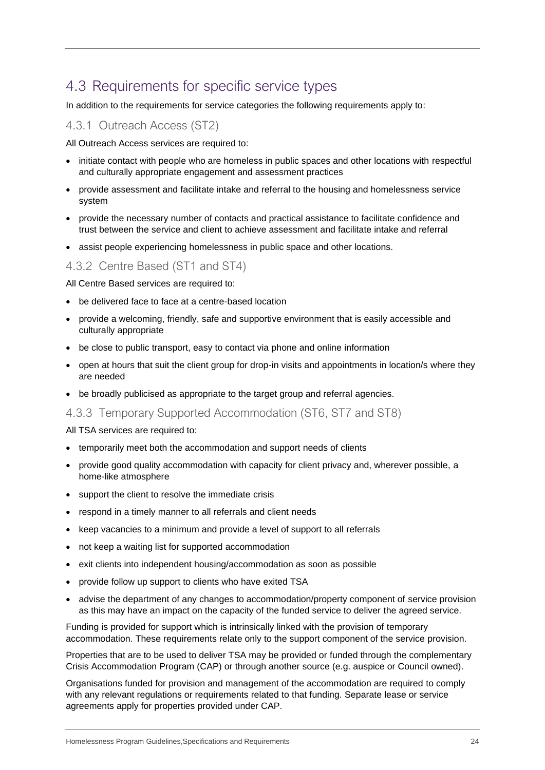## 4.3 Requirements for specific service types

In addition to the requirements for service categories the following requirements apply to:

### 4.3.1 Outreach Access (ST2)

All Outreach Access services are required to:

- initiate contact with people who are homeless in public spaces and other locations with respectful and culturally appropriate engagement and assessment practices
- provide assessment and facilitate intake and referral to the housing and homelessness service system
- provide the necessary number of contacts and practical assistance to facilitate confidence and trust between the service and client to achieve assessment and facilitate intake and referral
- assist people experiencing homelessness in public space and other locations.

### 4.3.2 Centre Based (ST1 and ST4)

All Centre Based services are required to:

- be delivered face to face at a centre-based location
- provide a welcoming, friendly, safe and supportive environment that is easily accessible and culturally appropriate
- be close to public transport, easy to contact via phone and online information
- open at hours that suit the client group for drop-in visits and appointments in location/s where they are needed
- be broadly publicised as appropriate to the target group and referral agencies.

### 4.3.3 Temporary Supported Accommodation (ST6, ST7 and ST8)

All TSA services are required to:

- temporarily meet both the accommodation and support needs of clients
- provide good quality accommodation with capacity for client privacy and, wherever possible, a home-like atmosphere
- support the client to resolve the immediate crisis
- respond in a timely manner to all referrals and client needs
- keep vacancies to a minimum and provide a level of support to all referrals
- not keep a waiting list for supported accommodation
- exit clients into independent housing/accommodation as soon as possible
- provide follow up support to clients who have exited TSA
- advise the department of any changes to accommodation/property component of service provision as this may have an impact on the capacity of the funded service to deliver the agreed service.

Funding is provided for support which is intrinsically linked with the provision of temporary accommodation. These requirements relate only to the support component of the service provision.

Properties that are to be used to deliver TSA may be provided or funded through the complementary Crisis Accommodation Program (CAP) or through another source (e.g. auspice or Council owned).

Organisations funded for provision and management of the accommodation are required to comply with any relevant regulations or requirements related to that funding. Separate lease or service agreements apply for properties provided under CAP.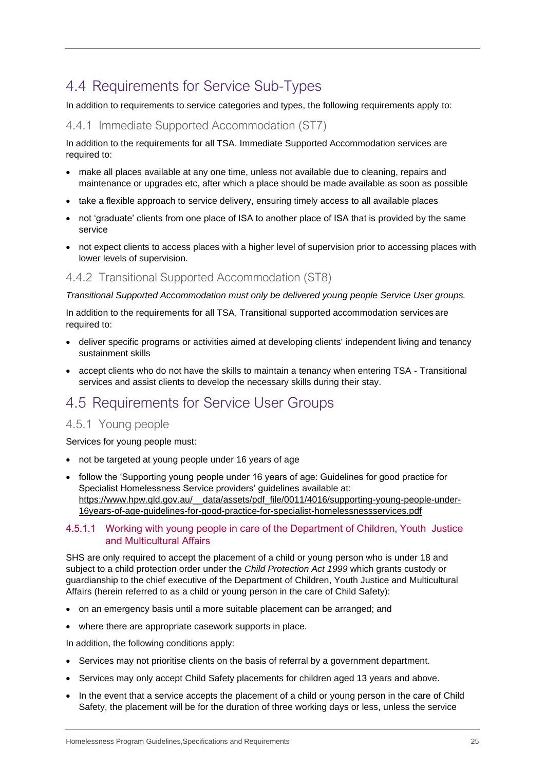## 4.4 Requirements for Service Sub-Types

In addition to requirements to service categories and types, the following requirements apply to:

### 4.4.1 Immediate Supported Accommodation (ST7)

In addition to the requirements for all TSA. Immediate Supported Accommodation services are required to:

- make all places available at any one time, unless not available due to cleaning, repairs and maintenance or upgrades etc, after which a place should be made available as soon as possible
- take a flexible approach to service delivery, ensuring timely access to all available places
- not 'graduate' clients from one place of ISA to another place of ISA that is provided by the same service
- not expect clients to access places with a higher level of supervision prior to accessing places with lower levels of supervision.

### 4.4.2 Transitional Supported Accommodation (ST8)

*Transitional Supported Accommodation must only be delivered young people Service User groups.*

In addition to the requirements for all TSA, Transitional supported accommodation services are required to:

- deliver specific programs or activities aimed at developing clients' independent living and tenancy sustainment skills
- accept clients who do not have the skills to maintain a tenancy when entering TSA - Transitional services and assist clients to develop the necessary skills during their stay.

## 4.5 Requirements for Service User Groups

### 4.5.1 Young people

Services for young people must:

- not be targeted at young people under 16 years of age
- follow the 'Supporting young people under 16 years of age: Guidelines for good practice for Specialist Homelessness Service providers' guidelines available at: https://www.hpw.qld.gov.au/__data/assets/pdf_file/0011/4016/supporting-young-people-under-16years-of-age-guidelines-for-good-practice-for-specialist-homelessnessservices.pdf

#### 4.5.1.1 Working with young people in care of the Department of Children, Youth Justice and Multicultural Affairs

SHS are only required to accept the placement of a child or young person who is under 18 and subject to a child protection order under the *Child Protection Act 1999* which grants custody or guardianship to the chief executive of the Department of Children, Youth Justice and Multicultural Affairs (herein referred to as a child or young person in the care of Child Safety):

- on an emergency basis until a more suitable placement can be arranged; and
- where there are appropriate casework supports in place.

In addition, the following conditions apply:

- Services may not prioritise clients on the basis of referral by a government department.
- Services may only accept Child Safety placements for children aged 13 years and above.
- In the event that a service accepts the placement of a child or young person in the care of Child Safety, the placement will be for the duration of three working days or less, unless the service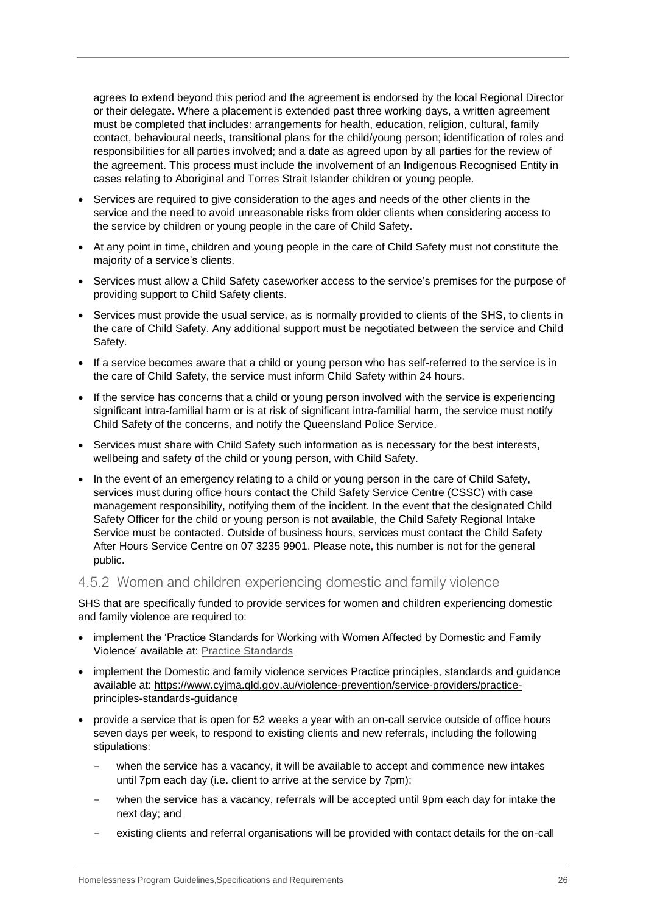agrees to extend beyond this period and the agreement is endorsed by the local Regional Director or their delegate. Where a placement is extended past three working days, a written agreement must be completed that includes: arrangements for health, education, religion, cultural, family contact, behavioural needs, transitional plans for the child/young person; identification of roles and responsibilities for all parties involved; and a date as agreed upon by all parties for the review of the agreement. This process must include the involvement of an Indigenous Recognised Entity in cases relating to Aboriginal and Torres Strait Islander children or young people.

- Services are required to give consideration to the ages and needs of the other clients in the service and the need to avoid unreasonable risks from older clients when considering access to the service by children or young people in the care of Child Safety.
- At any point in time, children and young people in the care of Child Safety must not constitute the majority of a service's clients.
- Services must allow a Child Safety caseworker access to the service's premises for the purpose of providing support to Child Safety clients.
- Services must provide the usual service, as is normally provided to clients of the SHS, to clients in the care of Child Safety. Any additional support must be negotiated between the service and Child Safety.
- If a service becomes aware that a child or young person who has self-referred to the service is in the care of Child Safety, the service must inform Child Safety within 24 hours.
- If the service has concerns that a child or young person involved with the service is experiencing significant intra-familial harm or is at risk of significant intra-familial harm, the service must notify Child Safety of the concerns, and notify the Queensland Police Service.
- Services must share with Child Safety such information as is necessary for the best interests, wellbeing and safety of the child or young person, with Child Safety.
- In the event of an emergency relating to a child or young person in the care of Child Safety, services must during office hours contact the Child Safety Service Centre (CSSC) with case management responsibility, notifying them of the incident. In the event that the designated Child Safety Officer for the child or young person is not available, the Child Safety Regional Intake Service must be contacted. Outside of business hours, services must contact the Child Safety After Hours Service Centre on 07 3235 9901. Please note, this number is not for the general public.

### 4.5.2 Women and children experiencing domestic and family violence

SHS that are specifically funded to provide services for women and children experiencing domestic and family violence are required to:

- implement the 'Practice Standards for Working with Women Affected by Domestic and Family Violence' available at: Practice Standards
- implement the Domestic and family violence services Practice principles, standards and guidance available at: https://www.cyjma.qld.gov.au/violence-prevention/service-providers/practice-principles-standards-guidance
- provide a service that is open for 52 weeks a year with an on-call service outside of office hours seven days per week, to respond to existing clients and new referrals, including the following stipulations:
  - when the service has a vacancy, it will be available to accept and commence new intakes until 7pm each day (i.e. client to arrive at the service by 7pm);
  - when the service has a vacancy, referrals will be accepted until 9pm each day for intake the next day; and
  - existing clients and referral organisations will be provided with contact details for the on-call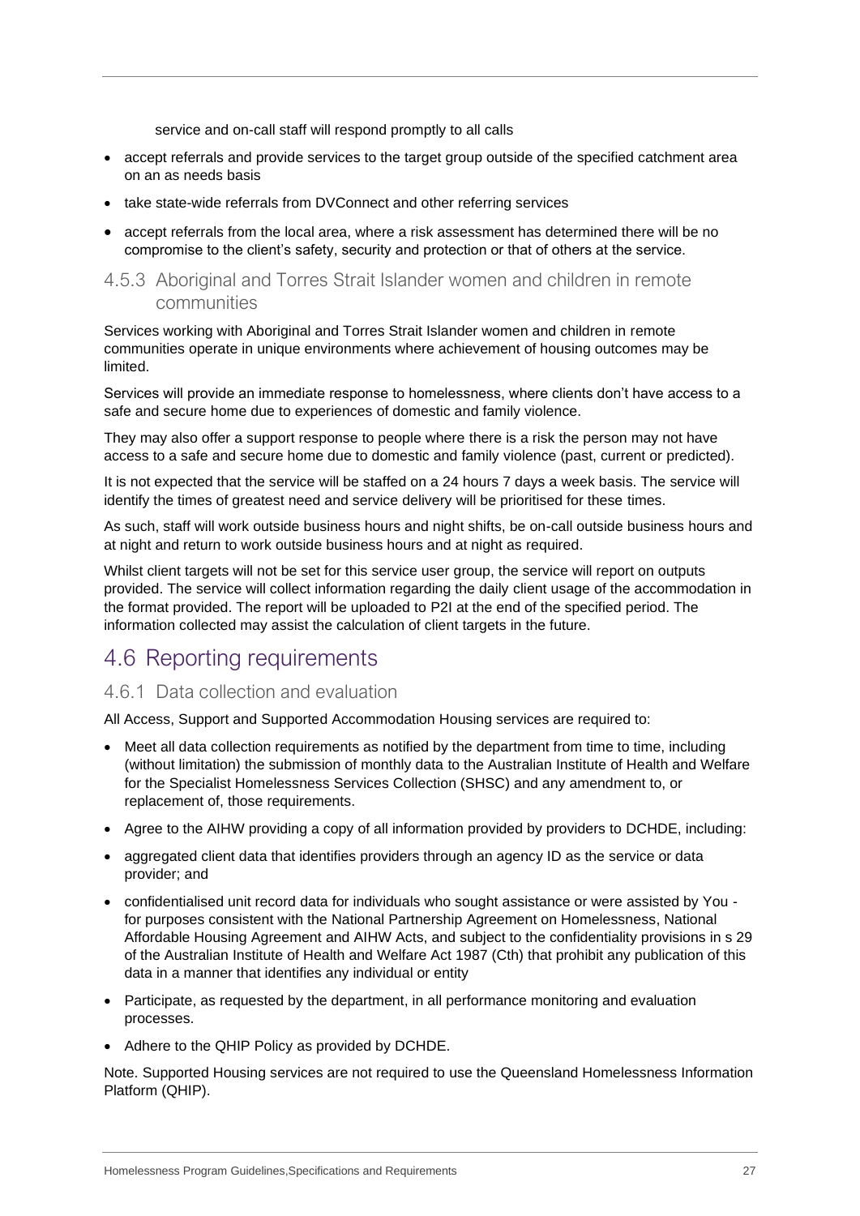service and on-call staff will respond promptly to all calls

- accept referrals and provide services to the target group outside of the specified catchment area on an as needs basis
- take state-wide referrals from DVConnect and other referring services
- accept referrals from the local area, where a risk assessment has determined there will be no compromise to the client's safety, security and protection or that of others at the service.

### 4.5.3 Aboriginal and Torres Strait Islander women and children in remote communities

Services working with Aboriginal and Torres Strait Islander women and children in remote communities operate in unique environments where achievement of housing outcomes may be limited.

Services will provide an immediate response to homelessness, where clients don't have access to a safe and secure home due to experiences of domestic and family violence.

They may also offer a support response to people where there is a risk the person may not have access to a safe and secure home due to domestic and family violence (past, current or predicted).

It is not expected that the service will be staffed on a 24 hours 7 days a week basis. The service will identify the times of greatest need and service delivery will be prioritised for these times.

As such, staff will work outside business hours and night shifts, be on-call outside business hours and at night and return to work outside business hours and at night as required.

Whilst client targets will not be set for this service user group, the service will report on outputs provided. The service will collect information regarding the daily client usage of the accommodation in the format provided. The report will be uploaded to P2I at the end of the specified period. The information collected may assist the calculation of client targets in the future.

## 4.6 Reporting requirements

### 4.6.1 Data collection and evaluation

All Access, Support and Supported Accommodation Housing services are required to:

- Meet all data collection requirements as notified by the department from time to time, including (without limitation) the submission of monthly data to the Australian Institute of Health and Welfare for the Specialist Homelessness Services Collection (SHSC) and any amendment to, or replacement of, those requirements.
- Agree to the AIHW providing a copy of all information provided by providers to DCHDE, including:
- aggregated client data that identifies providers through an agency ID as the service or data provider; and
- confidentialised unit record data for individuals who sought assistance or were assisted by You - for purposes consistent with the National Partnership Agreement on Homelessness, National Affordable Housing Agreement and AIHW Acts, and subject to the confidentiality provisions in s 29 of the Australian Institute of Health and Welfare Act 1987 (Cth) that prohibit any publication of this data in a manner that identifies any individual or entity
- Participate, as requested by the department, in all performance monitoring and evaluation processes.
- Adhere to the QHIP Policy as provided by DCHDE.

Note. Supported Housing services are not required to use the Queensland Homelessness Information Platform (QHIP).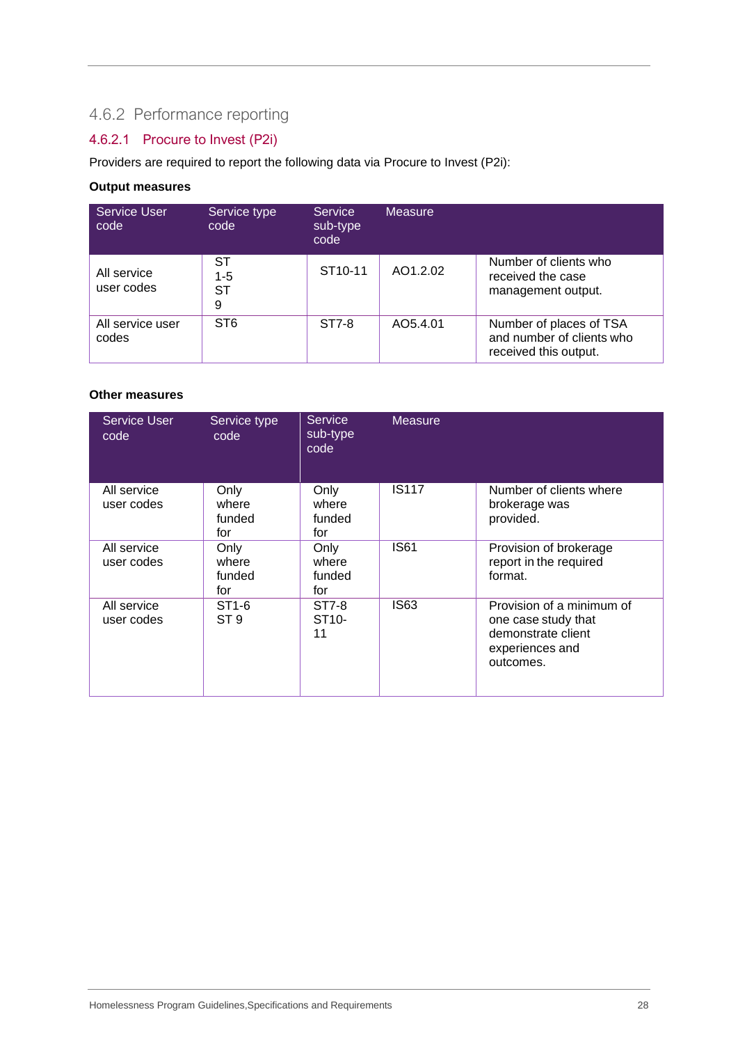### 4.6.2 Performance reporting

#### 4.6.2.1 Procure to Invest (P2i)

Providers are required to report the following data via Procure to Invest (P2i):

**Output measures**

| Service User code | Service type code | Service sub-type code | Measure | |
|---|---|---|---|---|
| All service user codes | ST 1-5 ST 9 | ST10-11 | AO1.2.02 | Number of clients who received the case management output. |
| All service user codes | ST6 | ST7-8 | AO5.4.01 | Number of places of TSA and number of clients who received this output. |

**Other measures**

| Service User code | Service type code | Service sub-type code | Measure | |
|---|---|---|---|---|
| All service user codes | Only where funded for | Only where funded for | IS117 | Number of clients where brokerage was provided. |
| All service user codes | Only where funded for | Only where funded for | IS61 | Provision of brokerage report in the required format. |
| All service user codes | ST1-6 ST 9 | ST7-8 ST10-11 | IS63 | Provision of a minimum of one case study that demonstrate client experiences and outcomes. |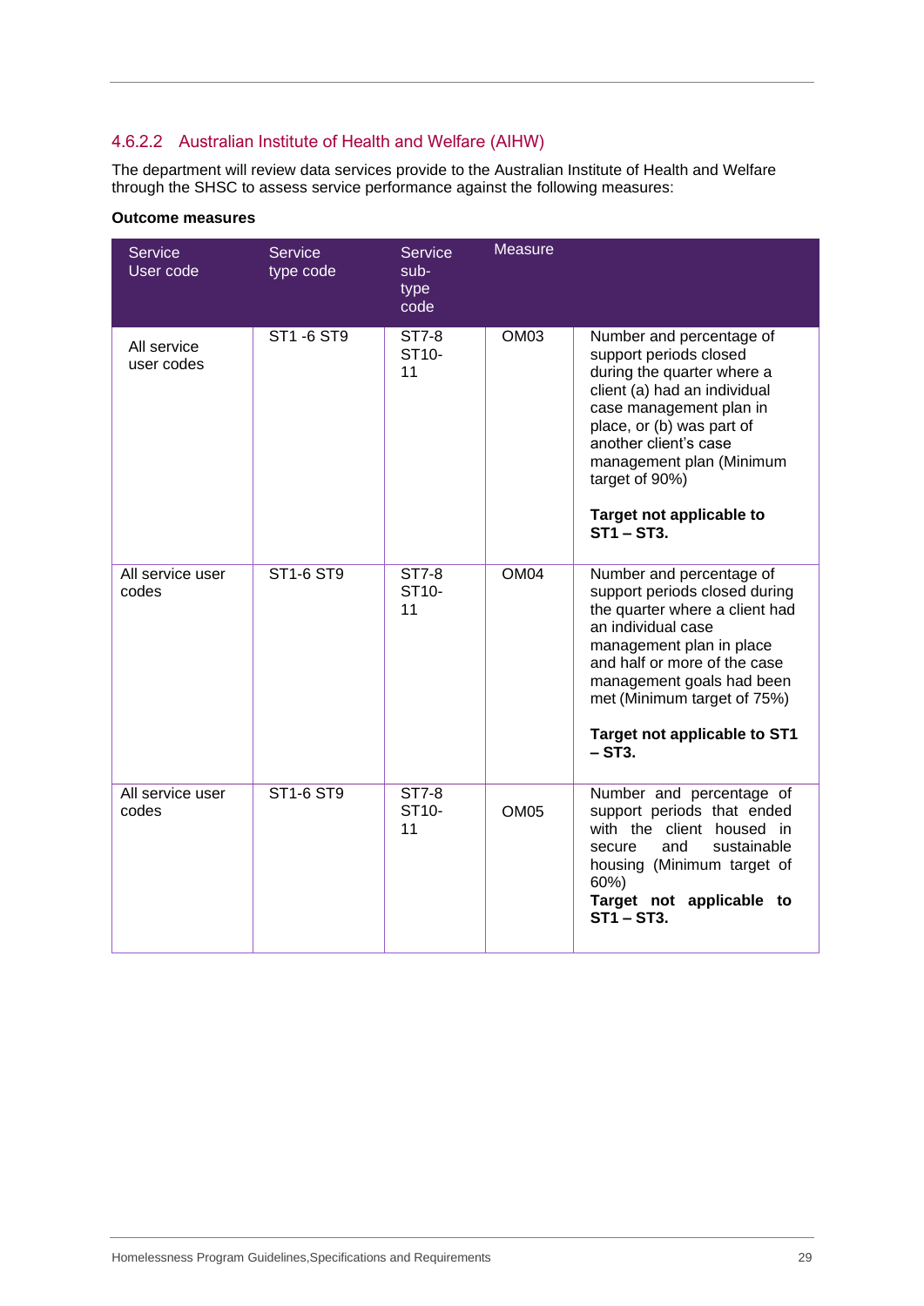#### 4.6.2.2 Australian Institute of Health and Welfare (AIHW)

The department will review data services provide to the Australian Institute of Health and Welfare through the SHSC to assess service performance against the following measures:

**Outcome measures**

| Service User code | Service type code | Service sub-type code | Measure | |
|---|---|---|---|---|
| All service user codes | ST1 -6 ST9 | ST7-8 ST10-11 | OM03 | Number and percentage of support periods closed during the quarter where a client (a) had an individual case management plan in place, or (b) was part of another client's case management plan (Minimum target of 90%)<br><br>**Target not applicable to ST1 – ST3.** |
| All service user codes | ST1-6 ST9 | ST7-8 ST10-11 | OM04 | Number and percentage of support periods closed during the quarter where a client had an individual case management plan in place and half or more of the case management goals had been met (Minimum target of 75%)<br><br>**Target not applicable to ST1 – ST3.** |
| All service user codes | ST1-6 ST9 | ST7-8 ST10-11 | OM05 | Number and percentage of support periods that ended with the client housed in secure and sustainable housing (Minimum target of 60%)<br>**Target not applicable to ST1 – ST3.** |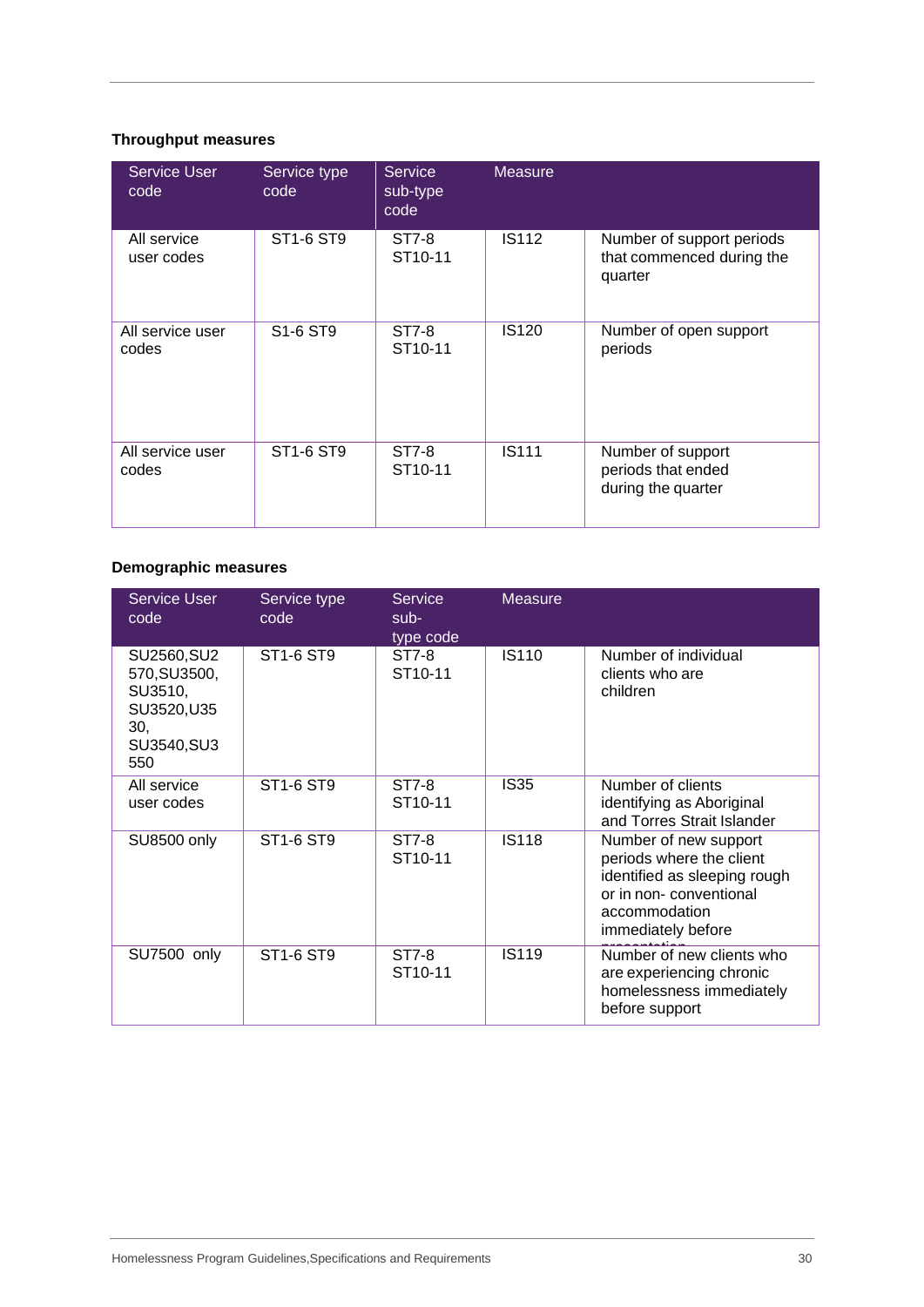### Throughput measures

| Service User code | Service type code | Service sub-type code | Measure | |
|---|---|---|---|---|
| All service user codes | ST1-6 ST9 | ST7-8 ST10-11 | IS112 | Number of support periods that commenced during the quarter |
| All service user codes | S1-6 ST9 | ST7-8 ST10-11 | IS120 | Number of open support periods |
| All service user codes | ST1-6 ST9 | ST7-8 ST10-11 | IS111 | Number of support periods that ended during the quarter |

### Demographic measures

| Service User code | Service type code | Service sub-type code | Measure | |
|---|---|---|---|---|
| SU2560,SU2570,SU3500, SU3510, SU3520,U3530, SU3540,SU3550 | ST1-6 ST9 | ST7-8 ST10-11 | IS110 | Number of individual clients who are children |
| All service user codes | ST1-6 ST9 | ST7-8 ST10-11 | IS35 | Number of clients identifying as Aboriginal and Torres Strait Islander |
| SU8500 only | ST1-6 ST9 | ST7-8 ST10-11 | IS118 | Number of new support periods where the client identified as sleeping rough or in non- conventional accommodation immediately before presentation |
| SU7500 only | ST1-6 ST9 | ST7-8 ST10-11 | IS119 | Number of new clients who are experiencing chronic homelessness immediately before support |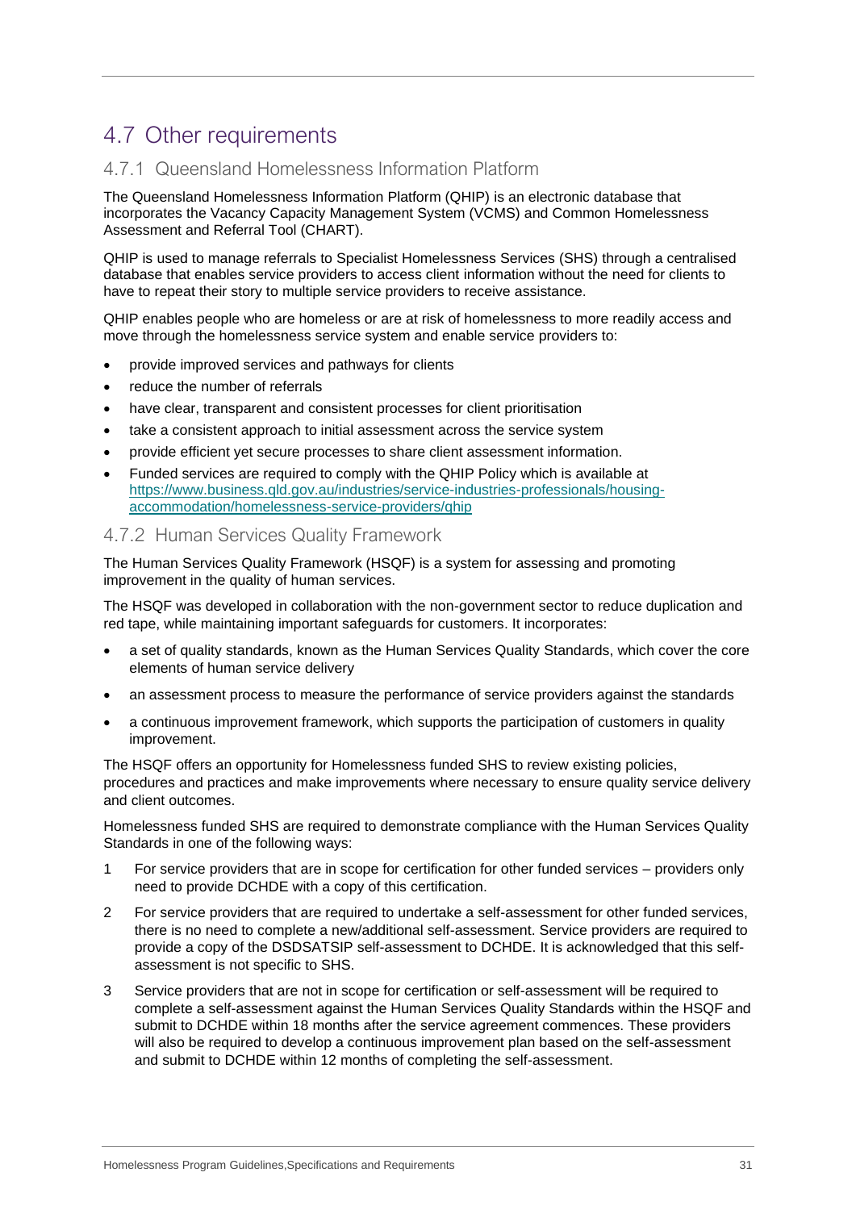## 4.7 Other requirements

### 4.7.1 Queensland Homelessness Information Platform

The Queensland Homelessness Information Platform (QHIP) is an electronic database that incorporates the Vacancy Capacity Management System (VCMS) and Common Homelessness Assessment and Referral Tool (CHART).

QHIP is used to manage referrals to Specialist Homelessness Services (SHS) through a centralised database that enables service providers to access client information without the need for clients to have to repeat their story to multiple service providers to receive assistance.

QHIP enables people who are homeless or are at risk of homelessness to more readily access and move through the homelessness service system and enable service providers to:

- provide improved services and pathways for clients
- reduce the number of referrals
- have clear, transparent and consistent processes for client prioritisation
- take a consistent approach to initial assessment across the service system
- provide efficient yet secure processes to share client assessment information.
- Funded services are required to comply with the QHIP Policy which is available at [https://www.business.qld.gov.au/industries/service-industries-professionals/housing-accommodation/homelessness-service-providers/qhip](https://www.business.qld.gov.au/industries/service-industries-professionals/housing-accommodation/homelessness-service-providers/qhip)

### 4.7.2 Human Services Quality Framework

The Human Services Quality Framework (HSQF) is a system for assessing and promoting improvement in the quality of human services.

The HSQF was developed in collaboration with the non-government sector to reduce duplication and red tape, while maintaining important safeguards for customers. It incorporates:

- a set of quality standards, known as the Human Services Quality Standards, which cover the core elements of human service delivery
- an assessment process to measure the performance of service providers against the standards
- a continuous improvement framework, which supports the participation of customers in quality improvement.

The HSQF offers an opportunity for Homelessness funded SHS to review existing policies, procedures and practices and make improvements where necessary to ensure quality service delivery and client outcomes.

Homelessness funded SHS are required to demonstrate compliance with the Human Services Quality Standards in one of the following ways:

1. For service providers that are in scope for certification for other funded services – providers only need to provide DCHDE with a copy of this certification.
2. For service providers that are required to undertake a self-assessment for other funded services, there is no need to complete a new/additional self-assessment. Service providers are required to provide a copy of the DSDSATSIP self-assessment to DCHDE. It is acknowledged that this self-assessment is not specific to SHS.
3. Service providers that are not in scope for certification or self-assessment will be required to complete a self-assessment against the Human Services Quality Standards within the HSQF and submit to DCHDE within 18 months after the service agreement commences. These providers will also be required to develop a continuous improvement plan based on the self-assessment and submit to DCHDE within 12 months of completing the self-assessment.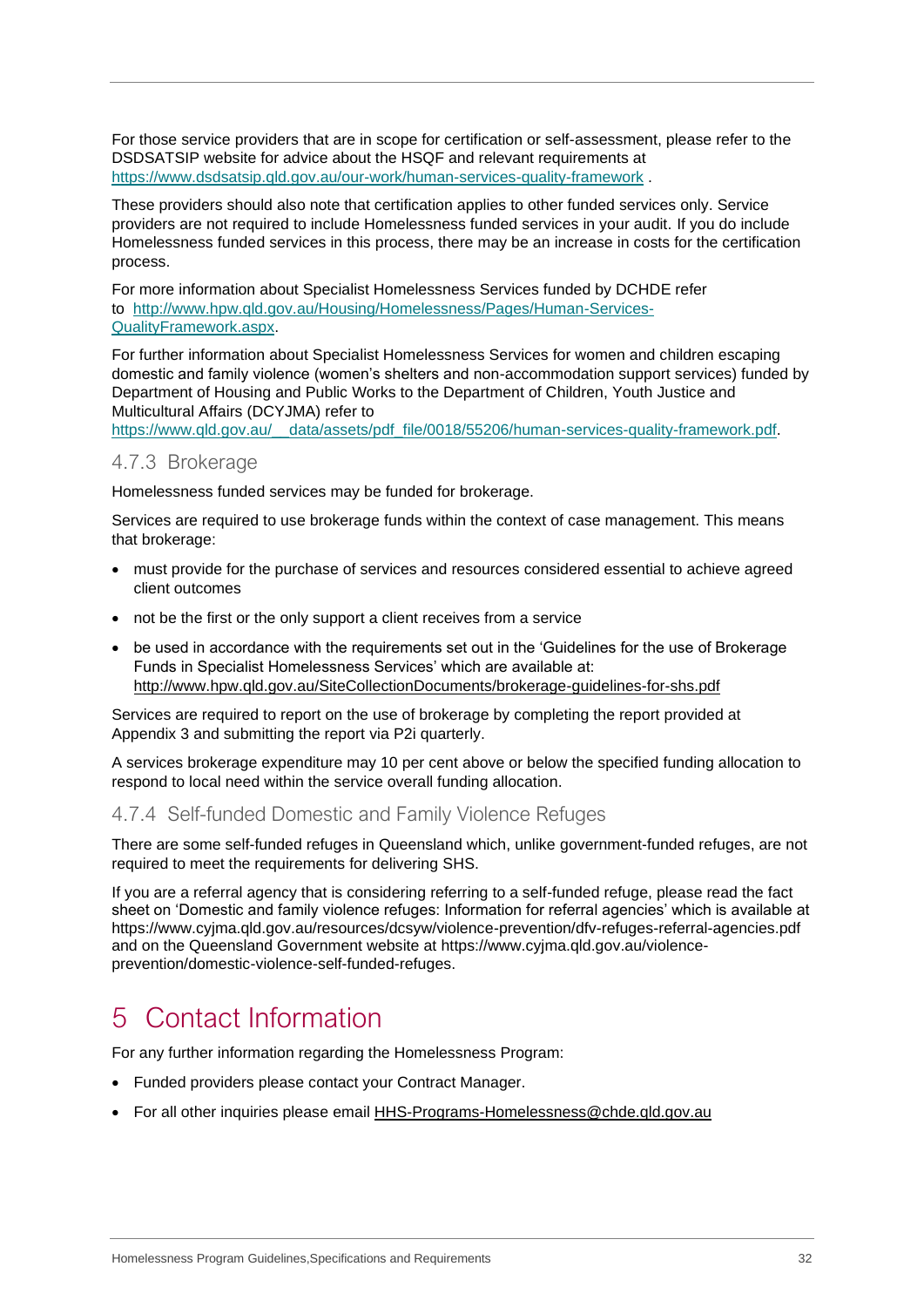For those service providers that are in scope for certification or self-assessment, please refer to the DSDSATSIP website for advice about the HSQF and relevant requirements at https://www.dsdsatsip.qld.gov.au/our-work/human-services-quality-framework .

These providers should also note that certification applies to other funded services only. Service providers are not required to include Homelessness funded services in your audit. If you do include Homelessness funded services in this process, there may be an increase in costs for the certification process.

For more information about Specialist Homelessness Services funded by DCHDE refer to http://www.hpw.qld.gov.au/Housing/Homelessness/Pages/Human-Services-QualityFramework.aspx.

For further information about Specialist Homelessness Services for women and children escaping domestic and family violence (women's shelters and non-accommodation support services) funded by Department of Housing and Public Works to the Department of Children, Youth Justice and Multicultural Affairs (DCYJMA) refer to https://www.qld.gov.au/__data/assets/pdf_file/0018/55206/human-services-quality-framework.pdf.

### 4.7.3 Brokerage

Homelessness funded services may be funded for brokerage.

Services are required to use brokerage funds within the context of case management. This means that brokerage:

- must provide for the purchase of services and resources considered essential to achieve agreed client outcomes
- not be the first or the only support a client receives from a service
- be used in accordance with the requirements set out in the 'Guidelines for the use of Brokerage Funds in Specialist Homelessness Services' which are available at: http://www.hpw.qld.gov.au/SiteCollectionDocuments/brokerage-guidelines-for-shs.pdf

Services are required to report on the use of brokerage by completing the report provided at Appendix 3 and submitting the report via P2i quarterly.

A services brokerage expenditure may 10 per cent above or below the specified funding allocation to respond to local need within the service overall funding allocation.

### 4.7.4 Self-funded Domestic and Family Violence Refuges

There are some self-funded refuges in Queensland which, unlike government-funded refuges, are not required to meet the requirements for delivering SHS.

If you are a referral agency that is considering referring to a self-funded refuge, please read the fact sheet on 'Domestic and family violence refuges: Information for referral agencies' which is available at https://www.cyjma.qld.gov.au/resources/dcsyw/violence-prevention/dfv-refuges-referral-agencies.pdf and on the Queensland Government website at https://www.cyjma.qld.gov.au/violence-prevention/domestic-violence-self-funded-refuges.

# 5 Contact Information

For any further information regarding the Homelessness Program:

- Funded providers please contact your Contract Manager.
- For all other inquiries please email HHS-Programs-Homelessness@chde.qld.gov.au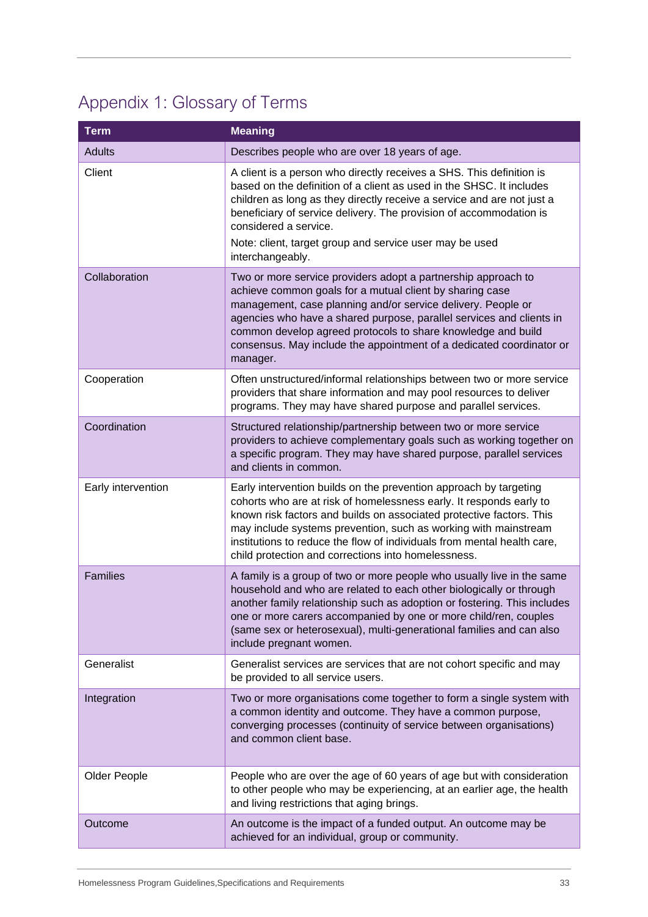# Appendix 1: Glossary of Terms

| Term | Meaning |
| --- | --- |
| Adults | Describes people who are over 18 years of age. |
| Client | A client is a person who directly receives a SHS. This definition is based on the definition of a client as used in the SHSC. It includes children as long as they directly receive a service and are not just a beneficiary of service delivery. The provision of accommodation is considered a service.<br><br>Note: client, target group and service user may be used interchangeably. |
| Collaboration | Two or more service providers adopt a partnership approach to achieve common goals for a mutual client by sharing case management, case planning and/or service delivery. People or agencies who have a shared purpose, parallel services and clients in common develop agreed protocols to share knowledge and build consensus. May include the appointment of a dedicated coordinator or manager. |
| Cooperation | Often unstructured/informal relationships between two or more service providers that share information and may pool resources to deliver programs. They may have shared purpose and parallel services. |
| Coordination | Structured relationship/partnership between two or more service providers to achieve complementary goals such as working together on a specific program. They may have shared purpose, parallel services and clients in common. |
| Early intervention | Early intervention builds on the prevention approach by targeting cohorts who are at risk of homelessness early. It responds early to known risk factors and builds on associated protective factors. This may include systems prevention, such as working with mainstream institutions to reduce the flow of individuals from mental health care, child protection and corrections into homelessness. |
| Families | A family is a group of two or more people who usually live in the same household and who are related to each other biologically or through another family relationship such as adoption or fostering. This includes one or more carers accompanied by one or more child/ren, couples (same sex or heterosexual), multi-generational families and can also include pregnant women. |
| Generalist | Generalist services are services that are not cohort specific and may be provided to all service users. |
| Integration | Two or more organisations come together to form a single system with a common identity and outcome. They have a common purpose, converging processes (continuity of service between organisations) and common client base. |
| Older People | People who are over the age of 60 years of age but with consideration to other people who may be experiencing, at an earlier age, the health and living restrictions that aging brings. |
| Outcome | An outcome is the impact of a funded output. An outcome may be achieved for an individual, group or community. |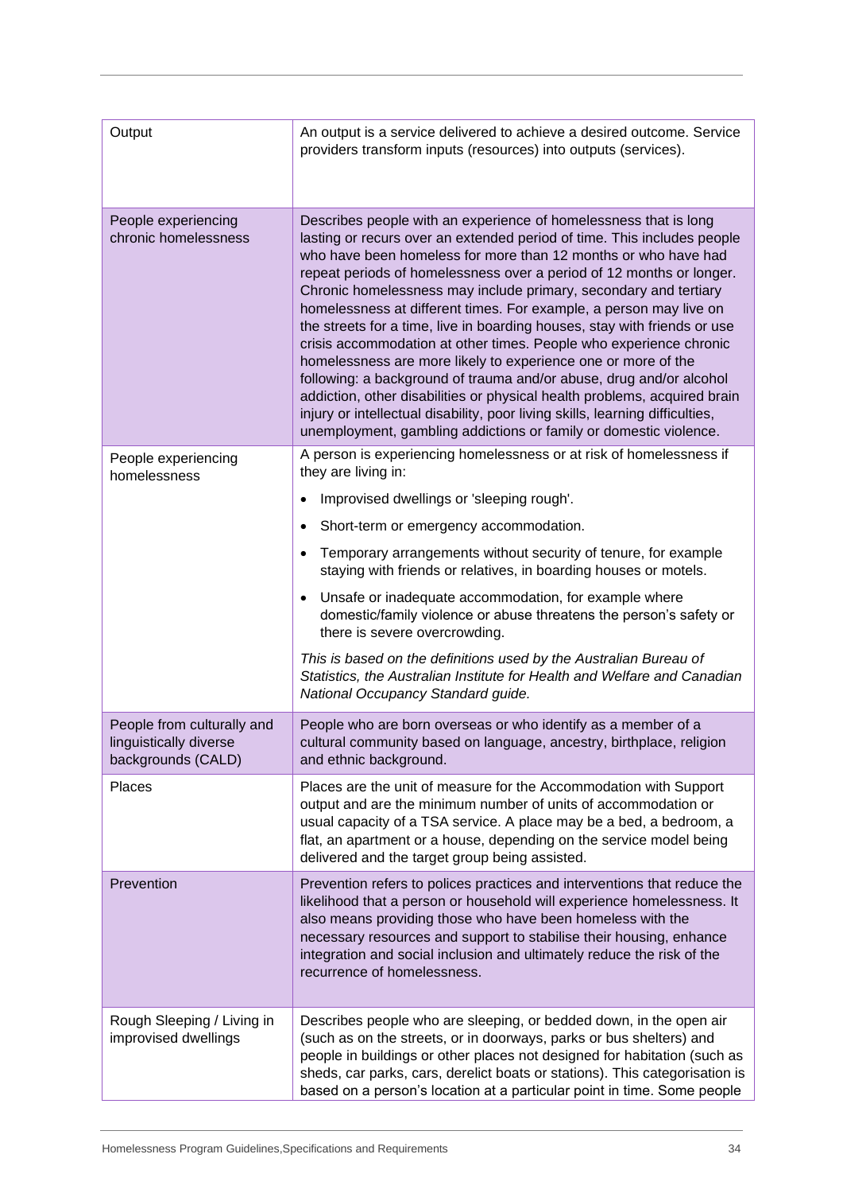| | |
|---|---|
| Output | An output is a service delivered to achieve a desired outcome. Service providers transform inputs (resources) into outputs (services). |
| People experiencing chronic homelessness | Describes people with an experience of homelessness that is long lasting or recurs over an extended period of time. This includes people who have been homeless for more than 12 months or who have had repeat periods of homelessness over a period of 12 months or longer. Chronic homelessness may include primary, secondary and tertiary homelessness at different times. For example, a person may live on the streets for a time, live in boarding houses, stay with friends or use crisis accommodation at other times. People who experience chronic homelessness are more likely to experience one or more of the following: a background of trauma and/or abuse, drug and/or alcohol addiction, other disabilities or physical health problems, acquired brain injury or intellectual disability, poor living skills, learning difficulties, unemployment, gambling addictions or family or domestic violence. |
| People experiencing homelessness | A person is experiencing homelessness or at risk of homelessness if they are living in:<br>• Improvised dwellings or 'sleeping rough'.<br>• Short-term or emergency accommodation.<br>• Temporary arrangements without security of tenure, for example staying with friends or relatives, in boarding houses or motels.<br>• Unsafe or inadequate accommodation, for example where domestic/family violence or abuse threatens the person's safety or there is severe overcrowding.<br>*This is based on the definitions used by the Australian Bureau of Statistics, the Australian Institute for Health and Welfare and Canadian National Occupancy Standard guide.* |
| People from culturally and linguistically diverse backgrounds (CALD) | People who are born overseas or who identify as a member of a cultural community based on language, ancestry, birthplace, religion and ethnic background. |
| Places | Places are the unit of measure for the Accommodation with Support output and are the minimum number of units of accommodation or usual capacity of a TSA service. A place may be a bed, a bedroom, a flat, an apartment or a house, depending on the service model being delivered and the target group being assisted. |
| Prevention | Prevention refers to polices practices and interventions that reduce the likelihood that a person or household will experience homelessness. It also means providing those who have been homeless with the necessary resources and support to stabilise their housing, enhance integration and social inclusion and ultimately reduce the risk of the recurrence of homelessness. |
| Rough Sleeping / Living in improvised dwellings | Describes people who are sleeping, or bedded down, in the open air (such as on the streets, or in doorways, parks or bus shelters) and people in buildings or other places not designed for habitation (such as sheds, car parks, cars, derelict boats or stations). This categorisation is based on a person's location at a particular point in time. Some people |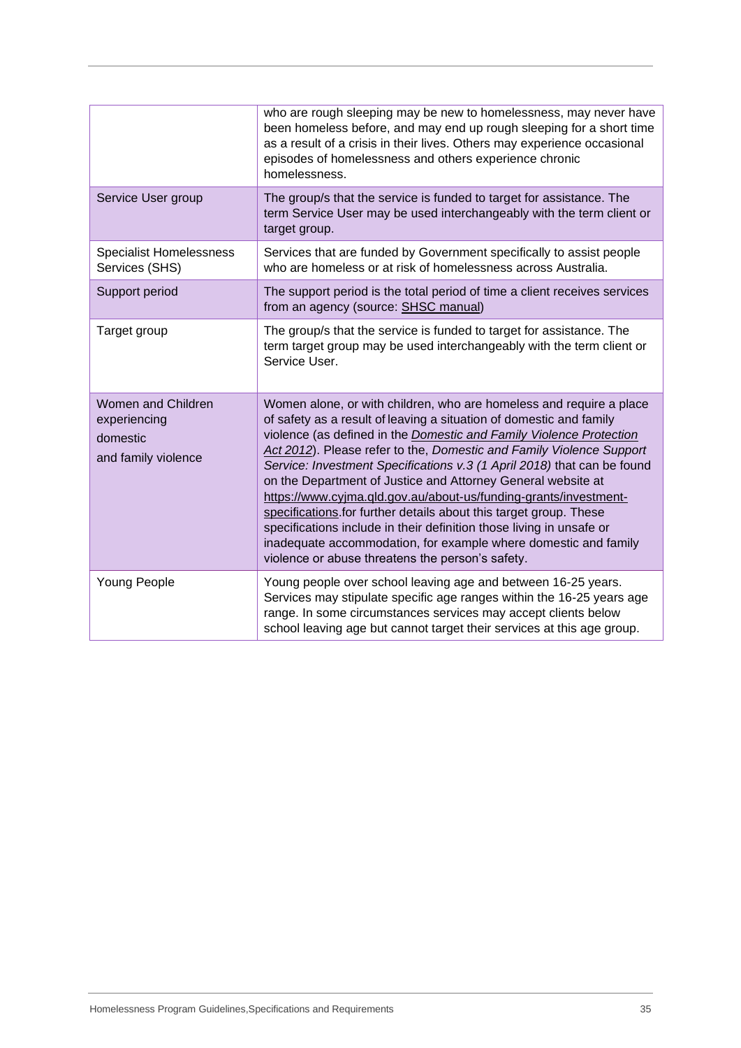| | |
|---|---|
| | who are rough sleeping may be new to homelessness, may never have been homeless before, and may end up rough sleeping for a short time as a result of a crisis in their lives. Others may experience occasional episodes of homelessness and others experience chronic homelessness. |
| Service User group | The group/s that the service is funded to target for assistance. The term Service User may be used interchangeably with the term client or target group. |
| Specialist Homelessness Services (SHS) | Services that are funded by Government specifically to assist people who are homeless or at risk of homelessness across Australia. |
| Support period | The support period is the total period of time a client receives services from an agency (source: SHSC manual) |
| Target group | The group/s that the service is funded to target for assistance. The term target group may be used interchangeably with the term client or Service User. |
| Women and Children experiencing domestic and family violence | Women alone, or with children, who are homeless and require a place of safety as a result of leaving a situation of domestic and family violence (as defined in the *Domestic and Family Violence Protection Act 2012*). Please refer to the, *Domestic and Family Violence Support Service: Investment Specifications v.3 (1 April 2018)* that can be found on the Department of Justice and Attorney General website at https://www.cyjma.qld.gov.au/about-us/funding-grants/investment-specifications.for further details about this target group. These specifications include in their definition those living in unsafe or inadequate accommodation, for example where domestic and family violence or abuse threatens the person's safety. |
| Young People | Young people over school leaving age and between 16-25 years. Services may stipulate specific age ranges within the 16-25 years age range. In some circumstances services may accept clients below school leaving age but cannot target their services at this age group. |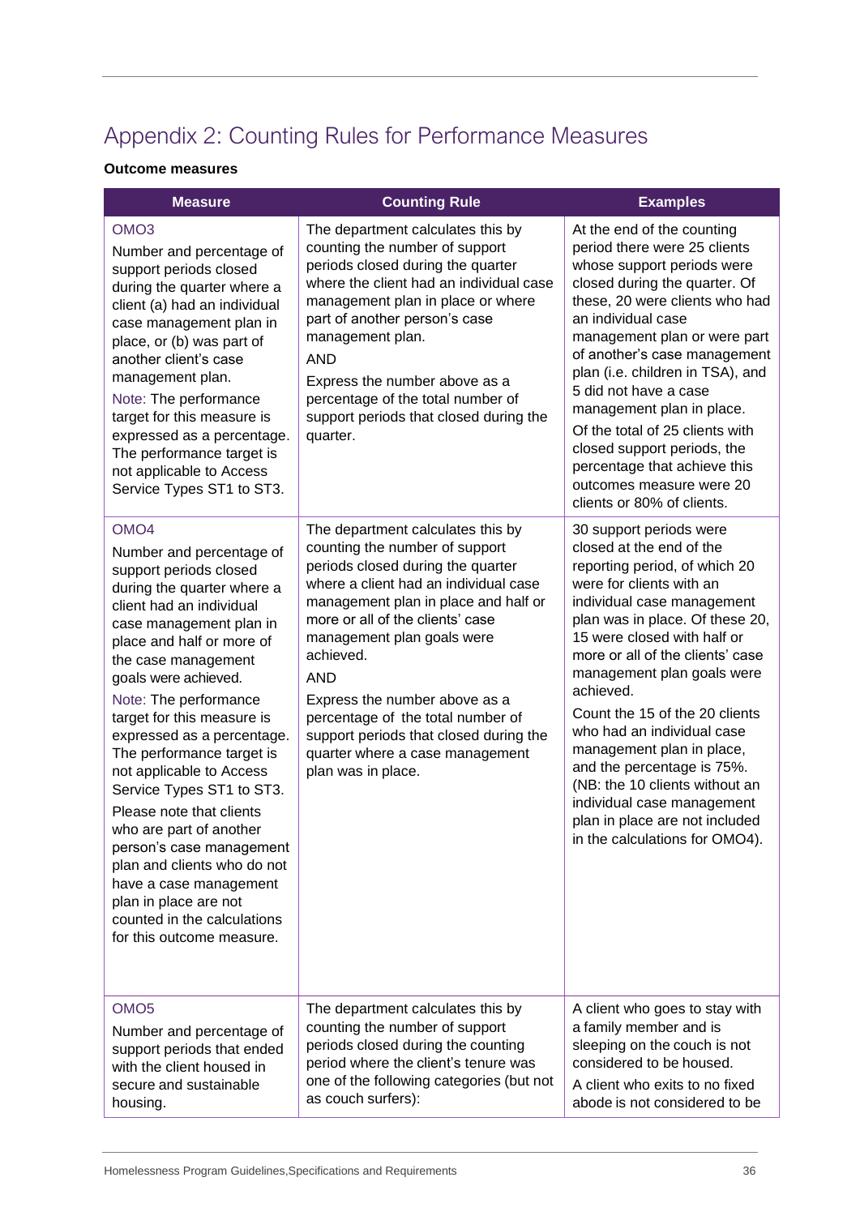# Appendix 2: Counting Rules for Performance Measures

**Outcome measures**

| Measure | Counting Rule | Examples |
|---|---|---|
| OMO3<br>Number and percentage of support periods closed during the quarter where a client (a) had an individual case management plan in place, or (b) was part of another client's case management plan.<br>Note: The performance target for this measure is expressed as a percentage. The performance target is not applicable to Access Service Types ST1 to ST3. | The department calculates this by counting the number of support periods closed during the quarter where the client had an individual case management plan in place or where part of another person's case management plan.<br>AND<br>Express the number above as a percentage of the total number of support periods that closed during the quarter. | At the end of the counting period there were 25 clients whose support periods were closed during the quarter. Of these, 20 were clients who had an individual case management plan or were part of another's case management plan (i.e. children in TSA), and 5 did not have a case management plan in place.<br>Of the total of 25 clients with closed support periods, the percentage that achieve this outcomes measure were 20 clients or 80% of clients. |
| OMO4<br>Number and percentage of support periods closed during the quarter where a client had an individual case management plan in place and half or more of the case management goals were achieved.<br>Note: The performance target for this measure is expressed as a percentage. The performance target is not applicable to Access Service Types ST1 to ST3.<br>Please note that clients who are part of another person's case management plan and clients who do not have a case management plan in place are not counted in the calculations for this outcome measure. | The department calculates this by counting the number of support periods closed during the quarter where a client had an individual case management plan in place and half or more or all of the clients' case management plan goals were achieved.<br>AND<br>Express the number above as a percentage of the total number of support periods that closed during the quarter where a case management plan was in place. | 30 support periods were closed at the end of the reporting period, of which 20 were for clients with an individual case management plan was in place. Of these 20, 15 were closed with half or more or all of the clients' case management plan goals were achieved.<br>Count the 15 of the 20 clients who had an individual case management plan in place, and the percentage is 75%. (NB: the 10 clients without an individual case management plan in place are not included in the calculations for OMO4). |
| OMO5<br>Number and percentage of support periods that ended with the client housed in secure and sustainable housing. | The department calculates this by counting the number of support periods closed during the counting period where the client's tenure was one of the following categories (but not as couch surfers): | A client who goes to stay with a family member and is sleeping on the couch is not considered to be housed.<br>A client who exits to no fixed abode is not considered to be |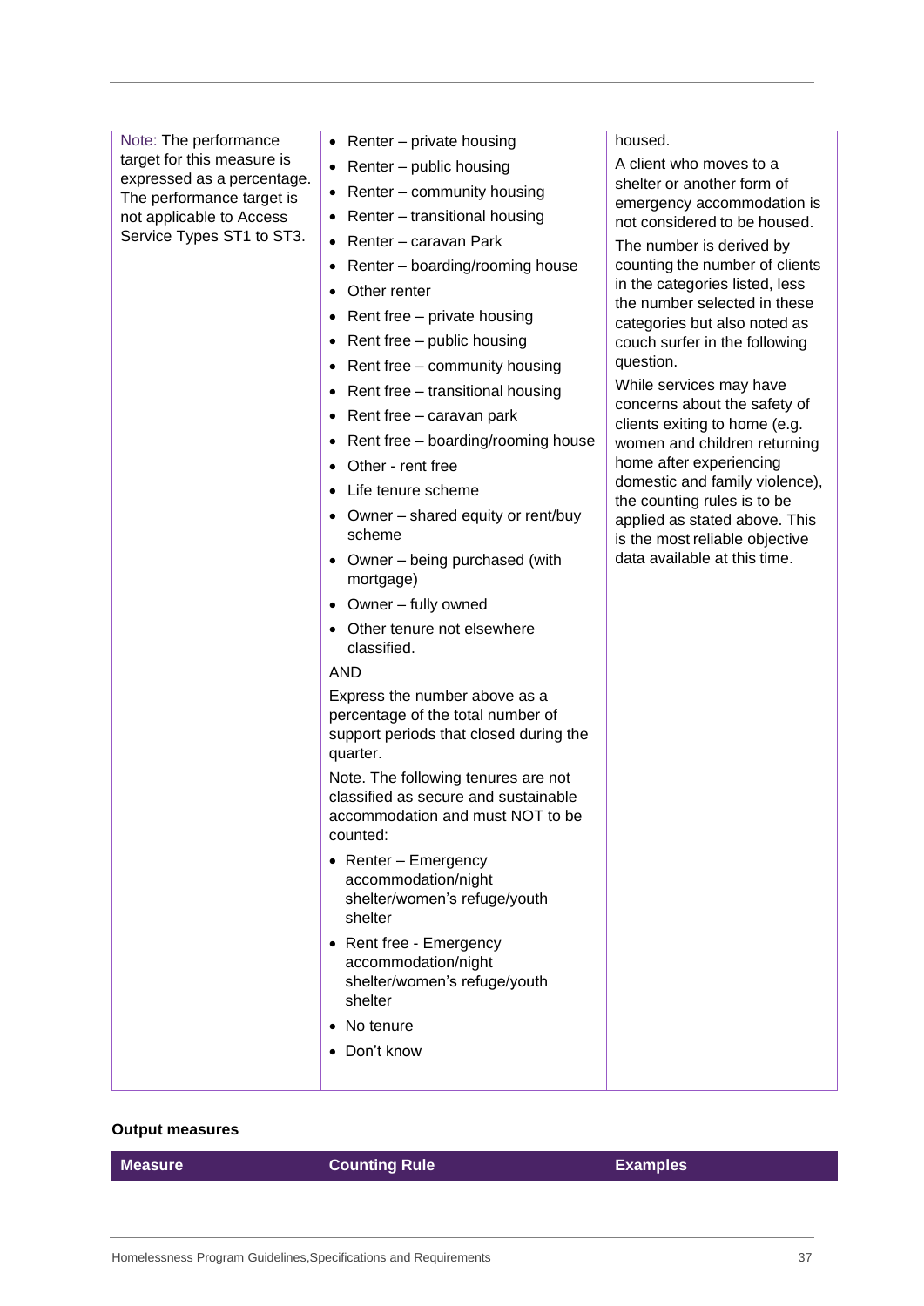| | | |
|---|---|---|
| Note: The performance target for this measure is expressed as a percentage. The performance target is not applicable to Access Service Types ST1 to ST3. | • Renter – private housing<br>• Renter – public housing<br>• Renter – community housing<br>• Renter – transitional housing<br>• Renter – caravan Park<br>• Renter – boarding/rooming house<br>• Other renter<br>• Rent free – private housing<br>• Rent free – public housing<br>• Rent free – community housing<br>• Rent free – transitional housing<br>• Rent free – caravan park<br>• Rent free – boarding/rooming house<br>• Other - rent free<br>• Life tenure scheme<br>• Owner – shared equity or rent/buy scheme<br>• Owner – being purchased (with mortgage)<br>• Owner – fully owned<br>• Other tenure not elsewhere classified.<br>AND<br>Express the number above as a percentage of the total number of support periods that closed during the quarter.<br>Note. The following tenures are not classified as secure and sustainable accommodation and must NOT to be counted:<br>• Renter – Emergency accommodation/night shelter/women's refuge/youth shelter<br>• Rent free - Emergency accommodation/night shelter/women's refuge/youth shelter<br>• No tenure<br>• Don't know | housed.<br>A client who moves to a shelter or another form of emergency accommodation is not considered to be housed.<br>The number is derived by counting the number of clients in the categories listed, less the number selected in these categories but also noted as couch surfer in the following question.<br>While services may have concerns about the safety of clients exiting to home (e.g. women and children returning home after experiencing domestic and family violence), the counting rules is to be applied as stated above. This is the most reliable objective data available at this time. |

**Output measures**

| Measure | Counting Rule | Examples |
|---|---|---|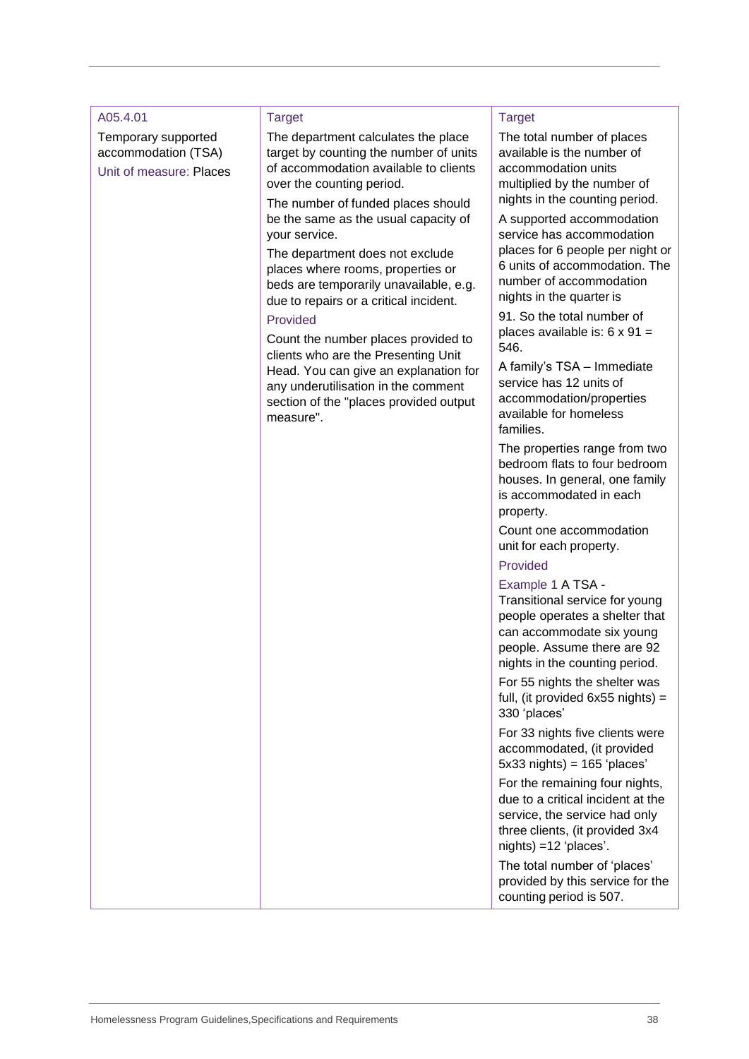| A05.4.01<br>Temporary supported accommodation (TSA)<br>Unit of measure: Places | Target<br>The department calculates the place target by counting the number of units of accommodation available to clients over the counting period.<br>The number of funded places should be the same as the usual capacity of your service.<br>The department does not exclude places where rooms, properties or beds are temporarily unavailable, e.g. due to repairs or a critical incident.<br>Provided<br>Count the number places provided to clients who are the Presenting Unit Head. You can give an explanation for any underutilisation in the comment section of the "places provided output measure". | Target<br>The total number of places available is the number of accommodation units multiplied by the number of nights in the counting period.<br>A supported accommodation service has accommodation places for 6 people per night or 6 units of accommodation. The number of accommodation nights in the quarter is 91. So the total number of places available is: 6 x 91 = 546.<br>A family's TSA – Immediate service has 12 units of accommodation/properties available for homeless families.<br>The properties range from two bedroom flats to four bedroom houses. In general, one family is accommodated in each property.<br>Count one accommodation unit for each property.<br>Provided<br>Example 1 A TSA - Transitional service for young people operates a shelter that can accommodate six young people. Assume there are 92 nights in the counting period.<br>For 55 nights the shelter was full, (it provided 6x55 nights) = 330 'places'<br>For 33 nights five clients were accommodated, (it provided 5x33 nights) = 165 'places'<br>For the remaining four nights, due to a critical incident at the service, the service had only three clients, (it provided 3x4 nights) =12 'places'.<br>The total number of 'places' provided by this service for the counting period is 507. |
|---|---|---|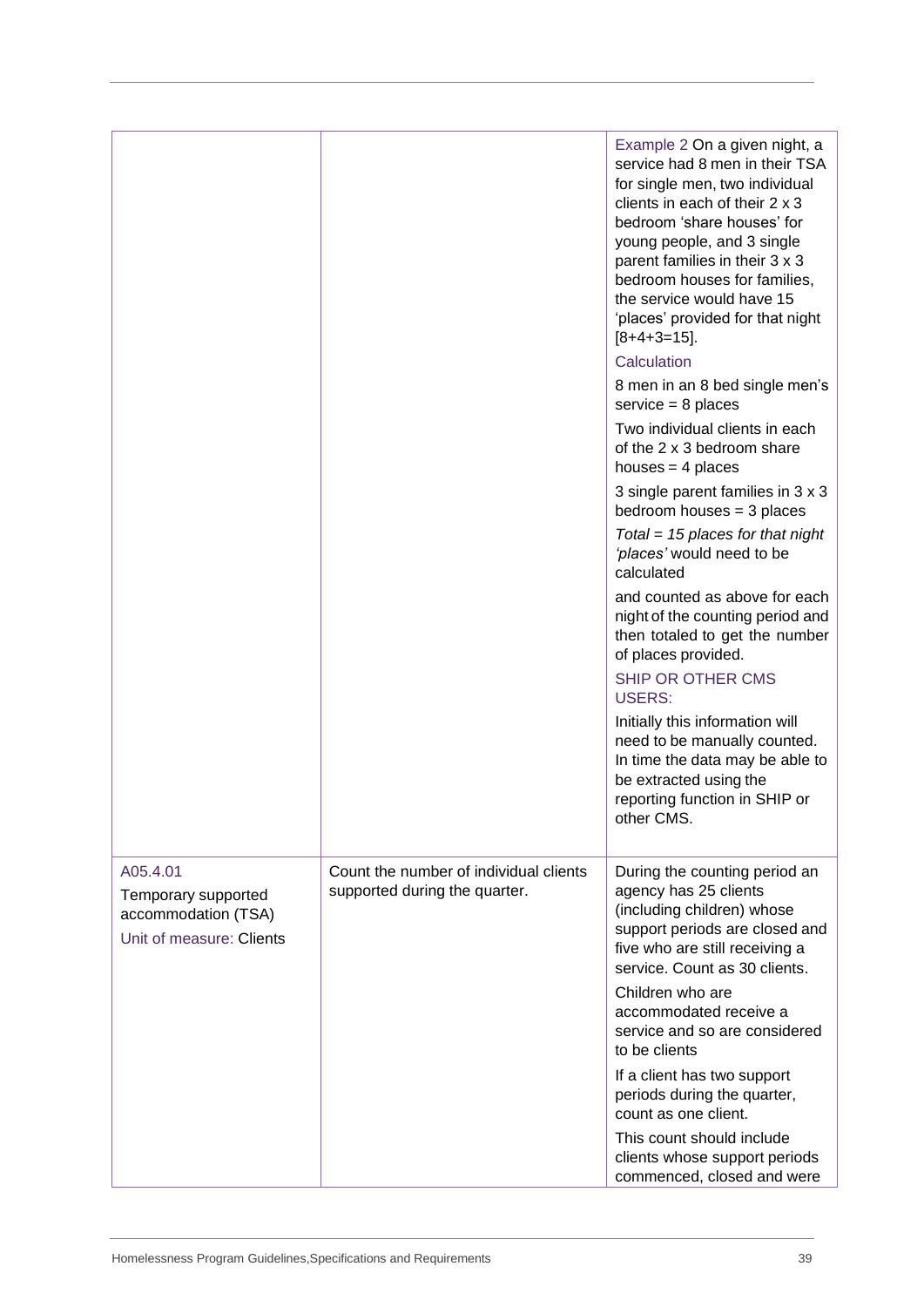| | | |
|---|---|---|
| | | Example 2 On a given night, a service had 8 men in their TSA for single men, two individual clients in each of their 2 x 3 bedroom 'share houses' for young people, and 3 single parent families in their 3 x 3 bedroom houses for families, the service would have 15 'places' provided for that night [8+4+3=15].<br><br>Calculation<br><br>8 men in an 8 bed single men's service = 8 places<br><br>Two individual clients in each of the 2 x 3 bedroom share houses = 4 places<br><br>3 single parent families in 3 x 3 bedroom houses = 3 places<br><br>*Total = 15 places for that night 'places'* would need to be calculated<br><br>and counted as above for each night of the counting period and then totaled to get the number of places provided.<br><br>SHIP OR OTHER CMS USERS:<br><br>Initially this information will need to be manually counted. In time the data may be able to be extracted using the reporting function in SHIP or other CMS. |
| A05.4.01<br>Temporary supported accommodation (TSA)<br>Unit of measure: Clients | Count the number of individual clients supported during the quarter. | During the counting period an agency has 25 clients (including children) whose support periods are closed and five who are still receiving a service. Count as 30 clients.<br><br>Children who are accommodated receive a service and so are considered to be clients<br><br>If a client has two support periods during the quarter, count as one client.<br><br>This count should include clients whose support periods commenced, closed and were |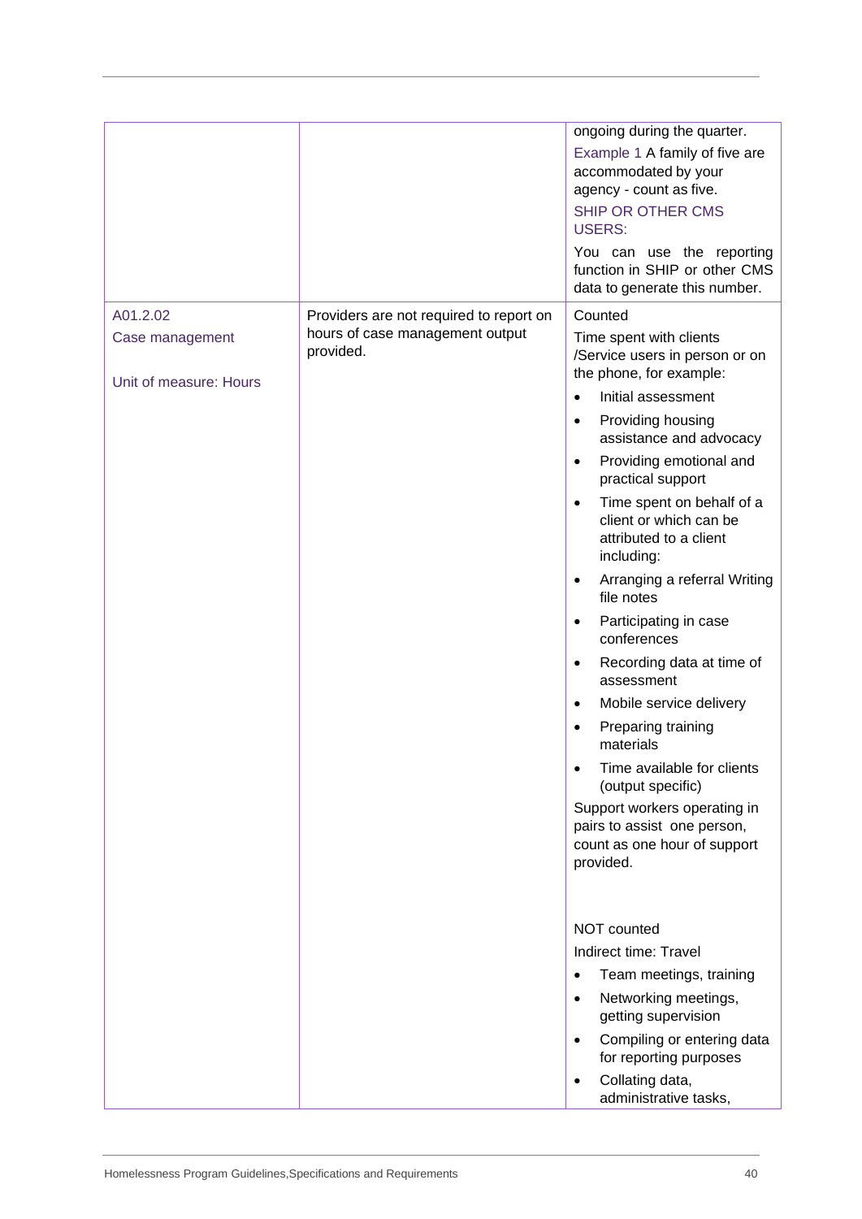| | | |
|---|---|---|
| | | ongoing during the quarter.<br>Example 1 A family of five are accommodated by your agency - count as five.<br>SHIP OR OTHER CMS USERS:<br>You can use the reporting function in SHIP or other CMS data to generate this number. |
| A01.2.02<br>Case management<br><br>Unit of measure: Hours | Providers are not required to report on hours of case management output provided. | Counted<br>Time spent with clients /Service users in person or on the phone, for example:<br>• Initial assessment<br>• Providing housing assistance and advocacy<br>• Providing emotional and practical support<br>• Time spent on behalf of a client or which can be attributed to a client including:<br>• Arranging a referral Writing file notes<br>• Participating in case conferences<br>• Recording data at time of assessment<br>• Mobile service delivery<br>• Preparing training materials<br>• Time available for clients (output specific)<br>Support workers operating in pairs to assist one person, count as one hour of support provided.<br><br>NOT counted<br>Indirect time: Travel<br>• Team meetings, training<br>• Networking meetings, getting supervision<br>• Compiling or entering data for reporting purposes<br>• Collating data, administrative tasks, |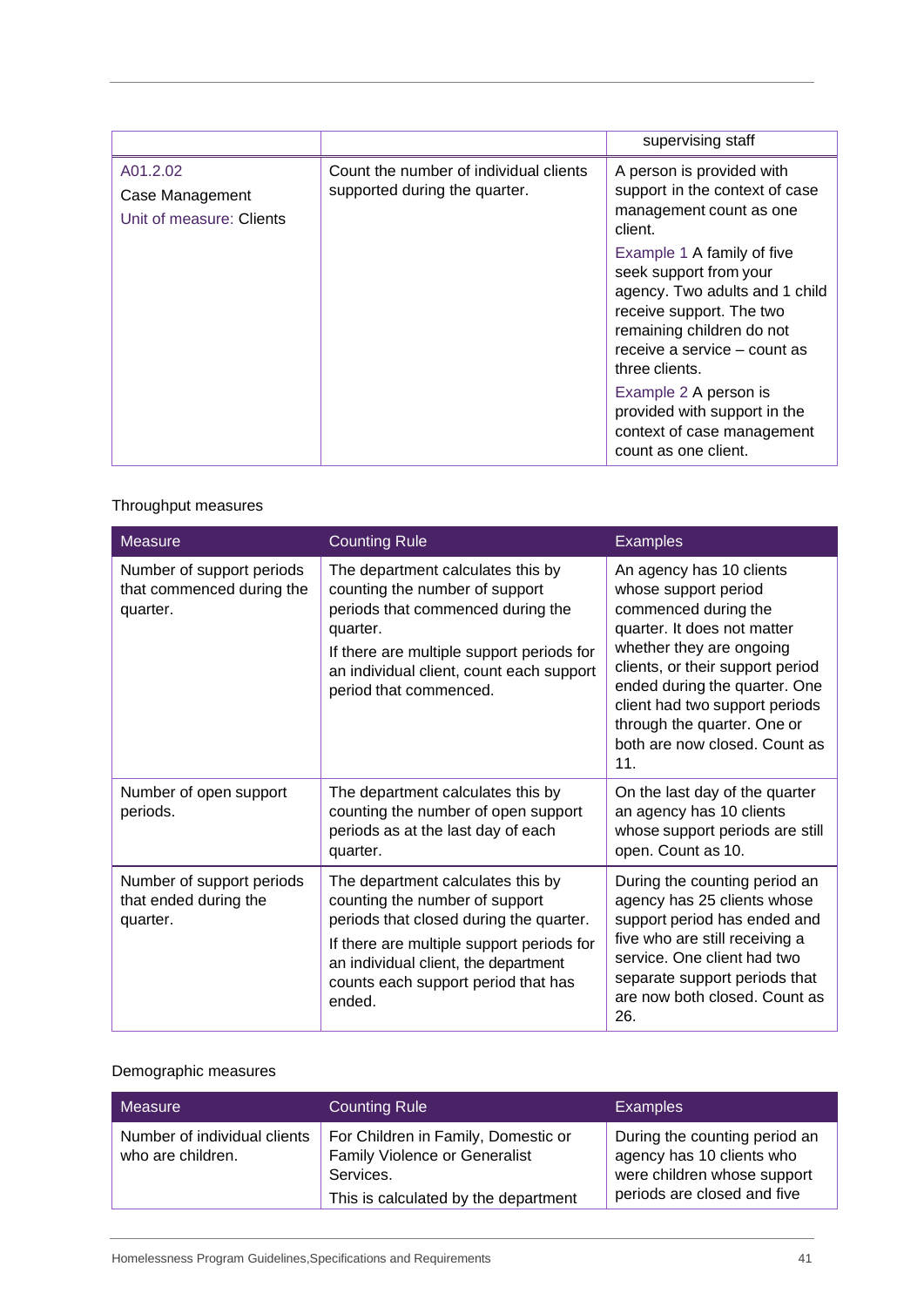| | | supervising staff |
|---|---|---|
| A01.2.02<br>Case Management<br>Unit of measure: Clients | Count the number of individual clients supported during the quarter. | A person is provided with support in the context of case management count as one client.<br>Example 1 A family of five seek support from your agency. Two adults and 1 child receive support. The two remaining children do not receive a service – count as three clients.<br>Example 2 A person is provided with support in the context of case management count as one client. |

Throughput measures

| Measure | Counting Rule | Examples |
|---|---|---|
| Number of support periods that commenced during the quarter. | The department calculates this by counting the number of support periods that commenced during the quarter.<br>If there are multiple support periods for an individual client, count each support period that commenced. | An agency has 10 clients whose support period commenced during the quarter. It does not matter whether they are ongoing clients, or their support period ended during the quarter. One client had two support periods through the quarter. One or both are now closed. Count as 11. |
| Number of open support periods. | The department calculates this by counting the number of open support periods as at the last day of each quarter. | On the last day of the quarter an agency has 10 clients whose support periods are still open. Count as 10. |
| Number of support periods that ended during the quarter. | The department calculates this by counting the number of support periods that closed during the quarter.<br>If there are multiple support periods for an individual client, the department counts each support period that has ended. | During the counting period an agency has 25 clients whose support period has ended and five who are still receiving a service. One client had two separate support periods that are now both closed. Count as 26. |

Demographic measures

| Measure | Counting Rule | Examples |
|---|---|---|
| Number of individual clients who are children. | For Children in Family, Domestic or Family Violence or Generalist Services.<br>This is calculated by the department | During the counting period an agency has 10 clients who were children whose support periods are closed and five |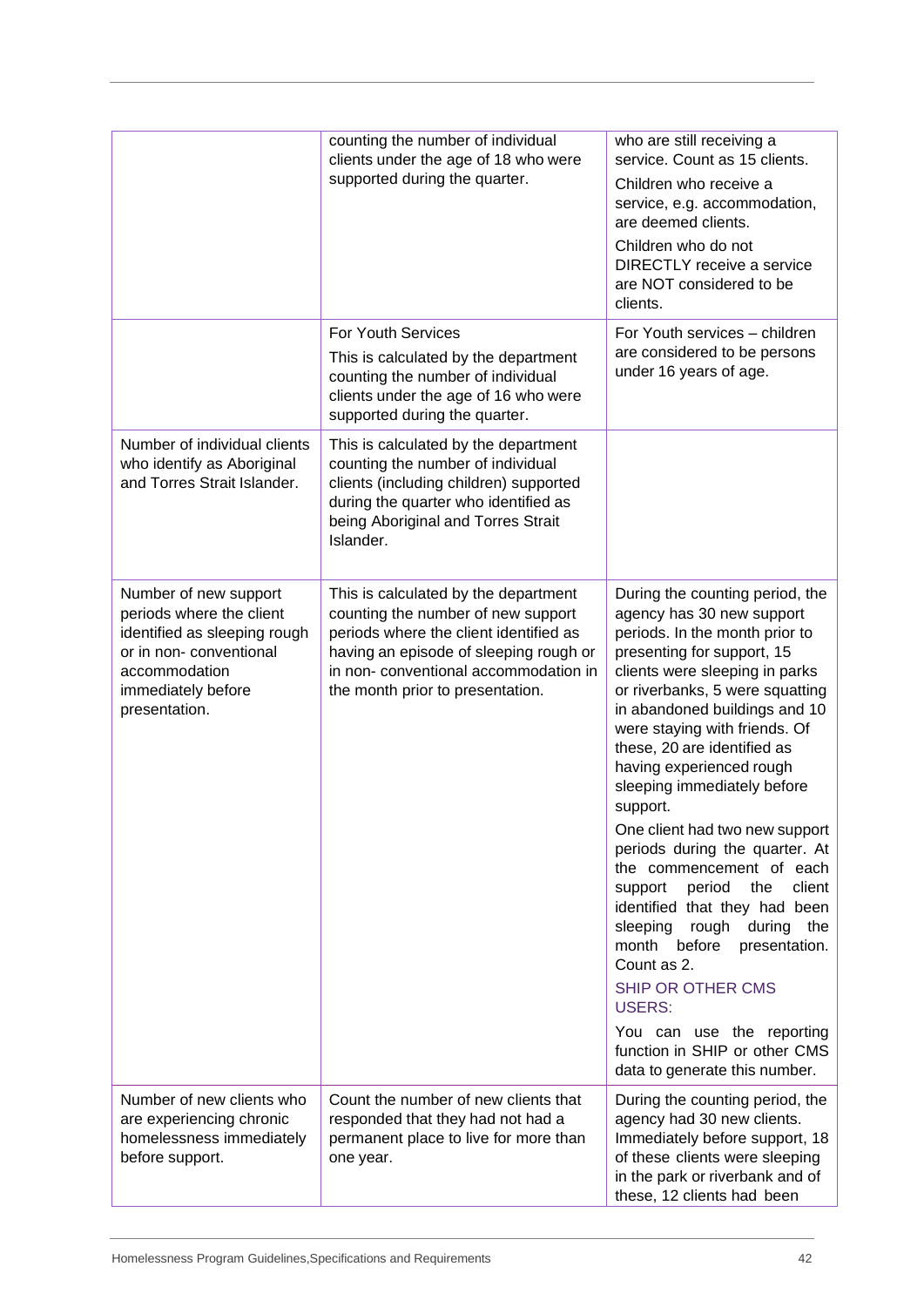| | | |
|---|---|---|
| | counting the number of individual clients under the age of 18 who were supported during the quarter. | who are still receiving a service. Count as 15 clients.<br>Children who receive a service, e.g. accommodation, are deemed clients.<br>Children who do not DIRECTLY receive a service are NOT considered to be clients. |
| | For Youth Services<br>This is calculated by the department counting the number of individual clients under the age of 16 who were supported during the quarter. | For Youth services – children are considered to be persons under 16 years of age. |
| Number of individual clients who identify as Aboriginal and Torres Strait Islander. | This is calculated by the department counting the number of individual clients (including children) supported during the quarter who identified as being Aboriginal and Torres Strait Islander. | |
| Number of new support periods where the client identified as sleeping rough or in non- conventional accommodation immediately before presentation. | This is calculated by the department counting the number of new support periods where the client identified as having an episode of sleeping rough or in non- conventional accommodation in the month prior to presentation. | During the counting period, the agency has 30 new support periods. In the month prior to presenting for support, 15 clients were sleeping in parks or riverbanks, 5 were squatting in abandoned buildings and 10 were staying with friends. Of these, 20 are identified as having experienced rough sleeping immediately before support.<br>One client had two new support periods during the quarter. At the commencement of each support period the client identified that they had been sleeping rough during the month before presentation. Count as 2.<br>SHIP OR OTHER CMS USERS:<br>You can use the reporting function in SHIP or other CMS data to generate this number. |
| Number of new clients who are experiencing chronic homelessness immediately before support. | Count the number of new clients that responded that they had not had a permanent place to live for more than one year. | During the counting period, the agency had 30 new clients. Immediately before support, 18 of these clients were sleeping in the park or riverbank and of these, 12 clients had been |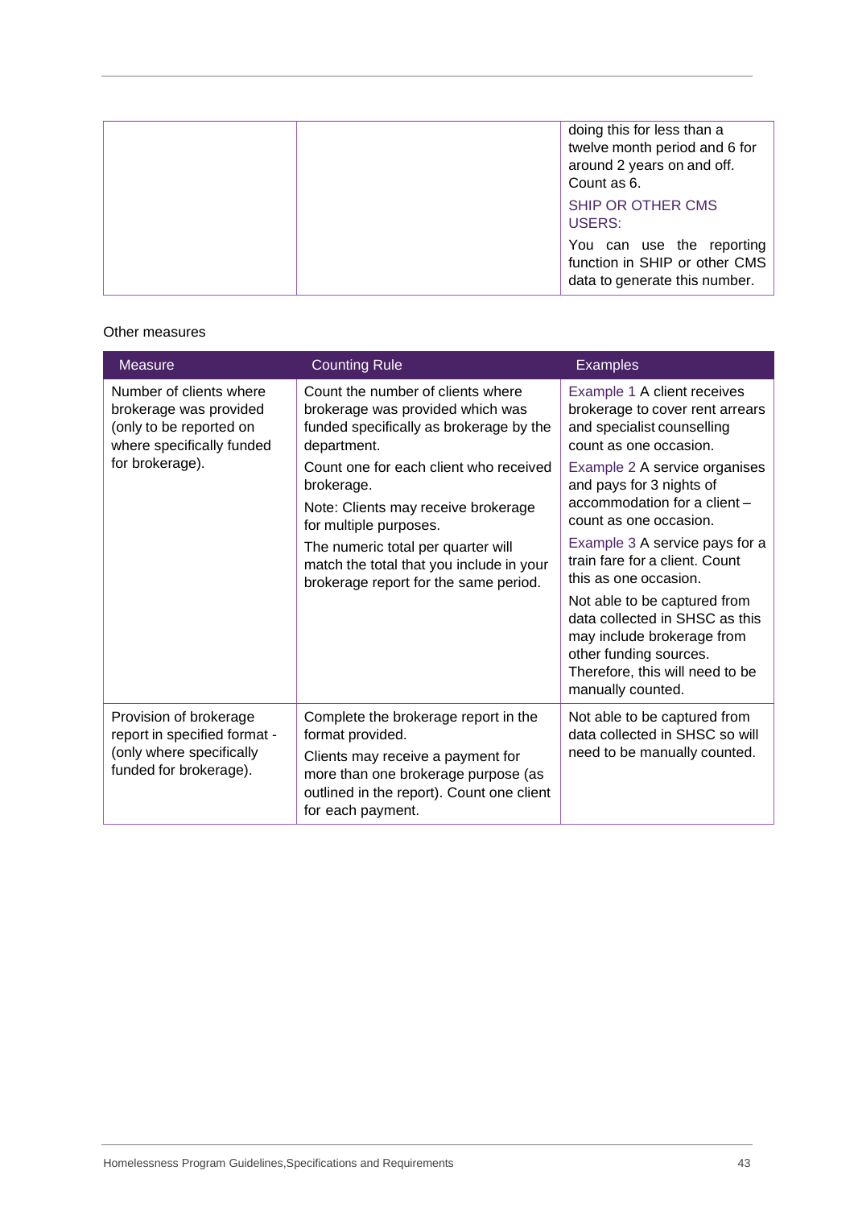| | | doing this for less than a twelve month period and 6 for around 2 years on and off. Count as 6.<br>SHIP OR OTHER CMS USERS:<br>You can use the reporting function in SHIP or other CMS data to generate this number. |
|---|---|---|

Other measures

| Measure | Counting Rule | Examples |
|---|---|---|
| Number of clients where brokerage was provided (only to be reported on where specifically funded for brokerage). | Count the number of clients where brokerage was provided which was funded specifically as brokerage by the department.<br>Count one for each client who received brokerage.<br>Note: Clients may receive brokerage for multiple purposes.<br>The numeric total per quarter will match the total that you include in your brokerage report for the same period. | Example 1 A client receives brokerage to cover rent arrears and specialist counselling count as one occasion.<br>Example 2 A service organises and pays for 3 nights of accommodation for a client – count as one occasion.<br>Example 3 A service pays for a train fare for a client. Count this as one occasion.<br>Not able to be captured from data collected in SHSC as this may include brokerage from other funding sources. Therefore, this will need to be manually counted. |
| Provision of brokerage report in specified format - (only where specifically funded for brokerage). | Complete the brokerage report in the format provided.<br>Clients may receive a payment for more than one brokerage purpose (as outlined in the report). Count one client for each payment. | Not able to be captured from data collected in SHSC so will need to be manually counted. |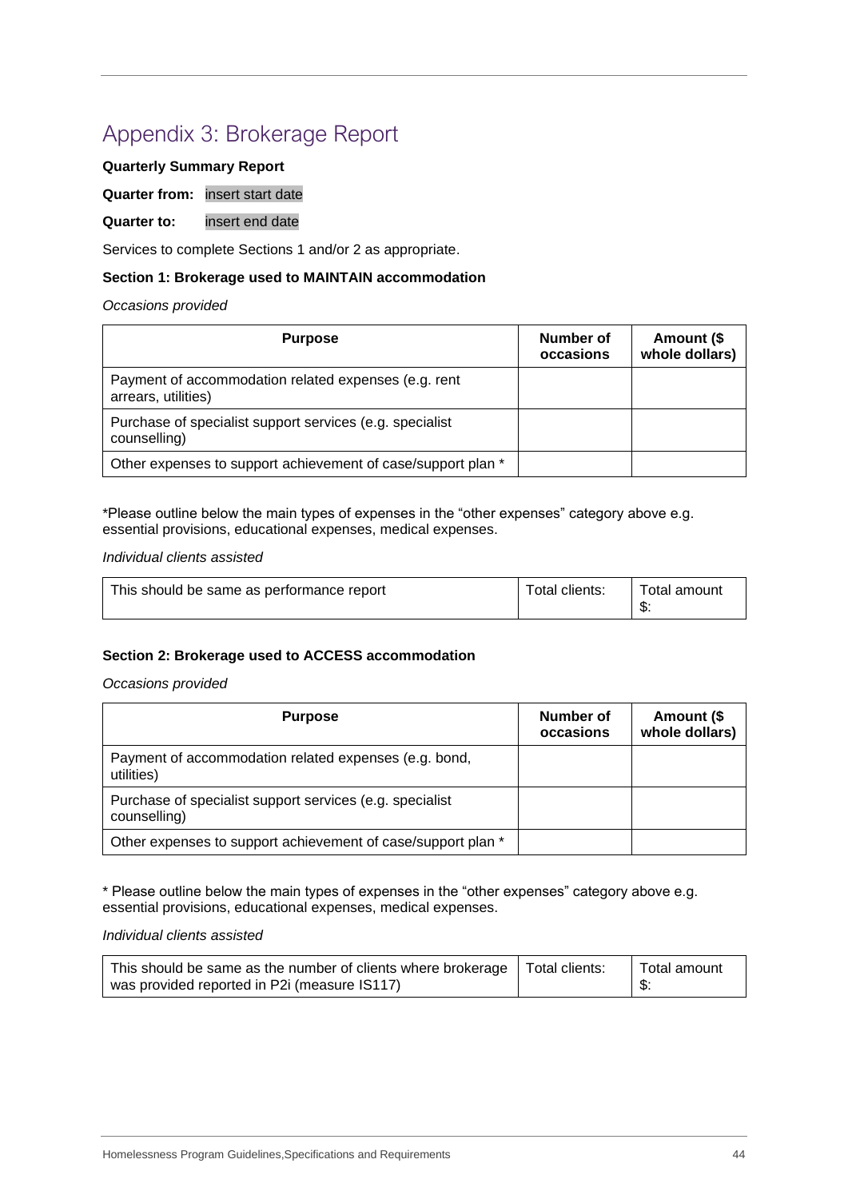# Appendix 3: Brokerage Report

**Quarterly Summary Report**

**Quarter from:** insert start date

**Quarter to:** insert end date

Services to complete Sections 1 and/or 2 as appropriate.

**Section 1: Brokerage used to MAINTAIN accommodation**

*Occasions provided*

| Purpose | Number of occasions | Amount ($ whole dollars) |
|---|---|---|
| Payment of accommodation related expenses (e.g. rent arrears, utilities) | | |
| Purchase of specialist support services (e.g. specialist counselling) | | |
| Other expenses to support achievement of case/support plan * | | |

*Please outline below the main types of expenses in the "other expenses" category above e.g. essential provisions, educational expenses, medical expenses.

*Individual clients assisted*

| This should be same as performance report | Total clients: | Total amount $: |
|---|---|---|

**Section 2: Brokerage used to ACCESS accommodation**

*Occasions provided*

| Purpose | Number of occasions | Amount ($ whole dollars) |
|---|---|---|
| Payment of accommodation related expenses (e.g. bond, utilities) | | |
| Purchase of specialist support services (e.g. specialist counselling) | | |
| Other expenses to support achievement of case/support plan * | | |

* Please outline below the main types of expenses in the "other expenses" category above e.g. essential provisions, educational expenses, medical expenses.

*Individual clients assisted*

| This should be same as the number of clients where brokerage was provided reported in P2i (measure IS117) | Total clients: | Total amount $: |
|---|---|---|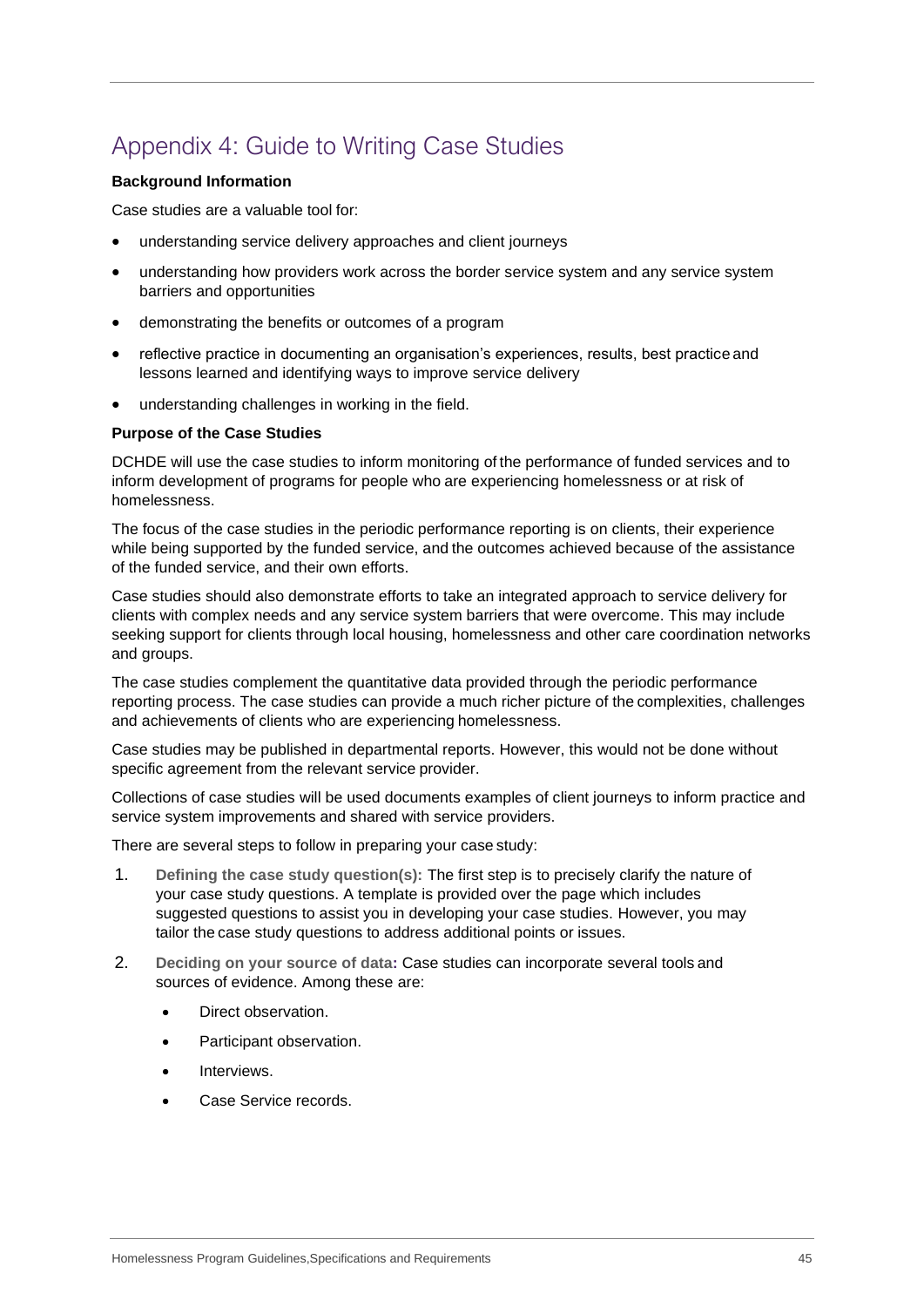# Appendix 4: Guide to Writing Case Studies

**Background Information**

Case studies are a valuable tool for:

- understanding service delivery approaches and client journeys
- understanding how providers work across the border service system and any service system barriers and opportunities
- demonstrating the benefits or outcomes of a program
- reflective practice in documenting an organisation's experiences, results, best practice and lessons learned and identifying ways to improve service delivery
- understanding challenges in working in the field.

**Purpose of the Case Studies**

DCHDE will use the case studies to inform monitoring of the performance of funded services and to inform development of programs for people who are experiencing homelessness or at risk of homelessness.

The focus of the case studies in the periodic performance reporting is on clients, their experience while being supported by the funded service, and the outcomes achieved because of the assistance of the funded service, and their own efforts.

Case studies should also demonstrate efforts to take an integrated approach to service delivery for clients with complex needs and any service system barriers that were overcome. This may include seeking support for clients through local housing, homelessness and other care coordination networks and groups.

The case studies complement the quantitative data provided through the periodic performance reporting process. The case studies can provide a much richer picture of the complexities, challenges and achievements of clients who are experiencing homelessness.

Case studies may be published in departmental reports. However, this would not be done without specific agreement from the relevant service provider.

Collections of case studies will be used documents examples of client journeys to inform practice and service system improvements and shared with service providers.

There are several steps to follow in preparing your case study:

1. **Defining the case study question(s):** The first step is to precisely clarify the nature of your case study questions. A template is provided over the page which includes suggested questions to assist you in developing your case studies. However, you may tailor the case study questions to address additional points or issues.
2. **Deciding on your source of data:** Case studies can incorporate several tools and sources of evidence. Among these are:
   - Direct observation.
   - Participant observation.
   - Interviews.
   - Case Service records.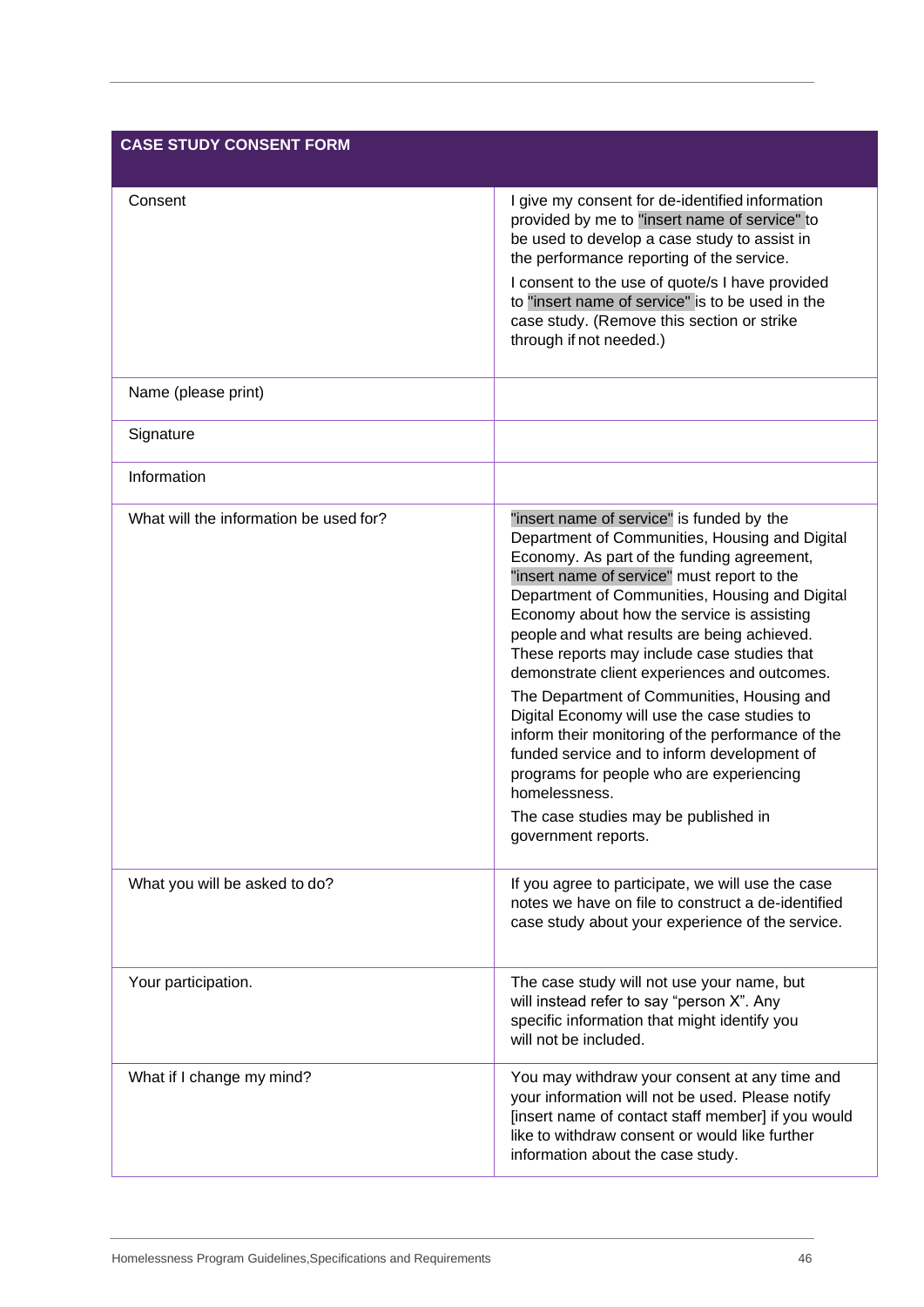| CASE STUDY CONSENT FORM | |
|---|---|
| Consent | I give my consent for de-identified information provided by me to "insert name of service" to be used to develop a case study to assist in the performance reporting of the service.<br><br>I consent to the use of quote/s I have provided to "insert name of service" is to be used in the case study. (Remove this section or strike through if not needed.) |
| Name (please print) | |
| Signature | |
| Information | |
| What will the information be used for? | "insert name of service" is funded by the Department of Communities, Housing and Digital Economy. As part of the funding agreement, "insert name of service" must report to the Department of Communities, Housing and Digital Economy about how the service is assisting people and what results are being achieved. These reports may include case studies that demonstrate client experiences and outcomes.<br><br>The Department of Communities, Housing and Digital Economy will use the case studies to inform their monitoring of the performance of the funded service and to inform development of programs for people who are experiencing homelessness.<br><br>The case studies may be published in government reports. |
| What you will be asked to do? | If you agree to participate, we will use the case notes we have on file to construct a de-identified case study about your experience of the service. |
| Your participation. | The case study will not use your name, but will instead refer to say "person X". Any specific information that might identify you will not be included. |
| What if I change my mind? | You may withdraw your consent at any time and your information will not be used. Please notify [insert name of contact staff member] if you would like to withdraw consent or would like further information about the case study. |